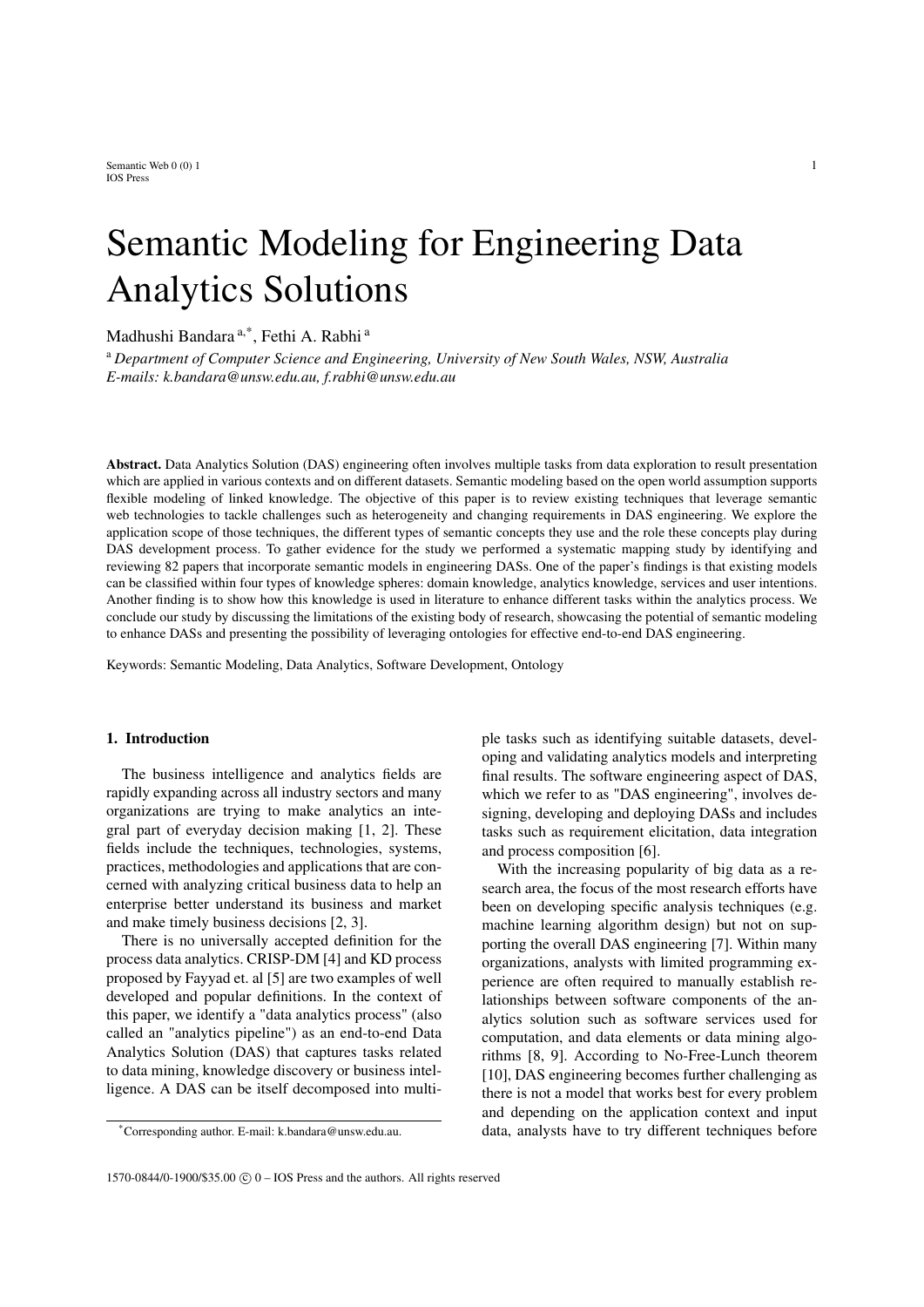# Semantic Modeling for Engineering Data Analytics Solutions

Madhushi Bandara [a,*], Fethi A. Rabhi [a]

[a] *Department of Computer Science and Engineering, University of New South Wales, NSW, Australia*
*E-mails: k.bandara@unsw.edu.au, f.rabhi@unsw.edu.au*

**Abstract.** Data Analytics Solution (DAS) engineering often involves multiple tasks from data exploration to result presentation which are applied in various contexts and on different datasets. Semantic modeling based on the open world assumption supports flexible modeling of linked knowledge. The objective of this paper is to review existing techniques that leverage semantic web technologies to tackle challenges such as heterogeneity and changing requirements in DAS engineering. We explore the application scope of those techniques, the different types of semantic concepts they use and the role these concepts play during DAS development process. To gather evidence for the study we performed a systematic mapping study by identifying and reviewing 82 papers that incorporate semantic models in engineering DASs. One of the paper's findings is that existing models can be classified within four types of knowledge spheres: domain knowledge, analytics knowledge, services and user intentions. Another finding is to show how this knowledge is used in literature to enhance different tasks within the analytics process. We conclude our study by discussing the limitations of the existing body of research, showcasing the potential of semantic modeling to enhance DASs and presenting the possibility of leveraging ontologies for effective end-to-end DAS engineering.

Keywords: Semantic Modeling, Data Analytics, Software Development, Ontology

## 1. Introduction

The business intelligence and analytics fields are rapidly expanding across all industry sectors and many organizations are trying to make analytics an integral part of everyday decision making [1, 2]. These fields include the techniques, technologies, systems, practices, methodologies and applications that are concerned with analyzing critical business data to help an enterprise better understand its business and market and make timely business decisions [2, 3].

There is no universally accepted definition for the process data analytics. CRISP-DM [4] and KD process proposed by Fayyad et. al [5] are two examples of well developed and popular definitions. In the context of this paper, we identify a "data analytics process" (also called an "analytics pipeline") as an end-to-end Data Analytics Solution (DAS) that captures tasks related to data mining, knowledge discovery or business intelligence. A DAS can be itself decomposed into multiple tasks such as identifying suitable datasets, developing and validating analytics models and interpreting final results. The software engineering aspect of DAS, which we refer to as "DAS engineering", involves designing, developing and deploying DASs and includes tasks such as requirement elicitation, data integration and process composition [6].

With the increasing popularity of big data as a research area, the focus of the most research efforts have been on developing specific analysis techniques (e.g. machine learning algorithm design) but not on supporting the overall DAS engineering [7]. Within many organizations, analysts with limited programming experience are often required to manually establish relationships between software components of the analytics solution such as software services used for computation, and data elements or data mining algorithms [8, 9]. According to No-Free-Lunch theorem [10], DAS engineering becomes further challenging as there is not a model that works best for every problem and depending on the application context and input data, analysts have to try different techniques before

[*] Corresponding author. E-mail: k.bandara@unsw.edu.au.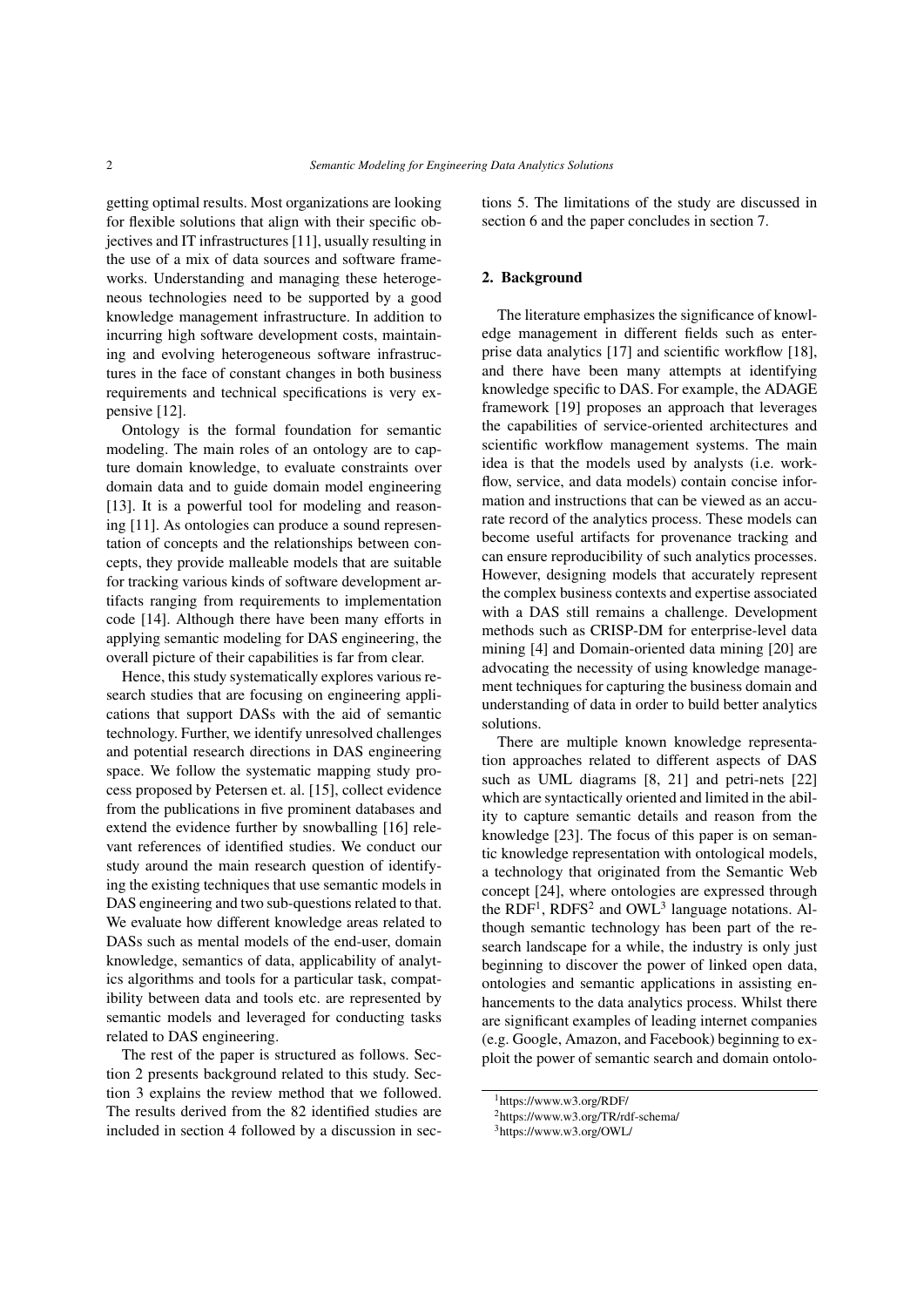getting optimal results. Most organizations are looking for flexible solutions that align with their specific objectives and IT infrastructures [11], usually resulting in the use of a mix of data sources and software frameworks. Understanding and managing these heterogeneous technologies need to be supported by a good knowledge management infrastructure. In addition to incurring high software development costs, maintaining and evolving heterogeneous software infrastructures in the face of constant changes in both business requirements and technical specifications is very expensive [12].

Ontology is the formal foundation for semantic modeling. The main roles of an ontology are to capture domain knowledge, to evaluate constraints over domain data and to guide domain model engineering [13]. It is a powerful tool for modeling and reasoning [11]. As ontologies can produce a sound representation of concepts and the relationships between concepts, they provide malleable models that are suitable for tracking various kinds of software development artifacts ranging from requirements to implementation code [14]. Although there have been many efforts in applying semantic modeling for DAS engineering, the overall picture of their capabilities is far from clear.

Hence, this study systematically explores various research studies that are focusing on engineering applications that support DASs with the aid of semantic technology. Further, we identify unresolved challenges and potential research directions in DAS engineering space. We follow the systematic mapping study process proposed by Petersen et. al. [15], collect evidence from the publications in five prominent databases and extend the evidence further by snowballing [16] relevant references of identified studies. We conduct our study around the main research question of identifying the existing techniques that use semantic models in DAS engineering and two sub-questions related to that. We evaluate how different knowledge areas related to DASs such as mental models of the end-user, domain knowledge, semantics of data, applicability of analytics algorithms and tools for a particular task, compatibility between data and tools etc. are represented by semantic models and leveraged for conducting tasks related to DAS engineering.

The rest of the paper is structured as follows. Section 2 presents background related to this study. Section 3 explains the review method that we followed. The results derived from the 82 identified studies are included in section 4 followed by a discussion in sections 5. The limitations of the study are discussed in section 6 and the paper concludes in section 7.

## 2. Background

The literature emphasizes the significance of knowledge management in different fields such as enterprise data analytics [17] and scientific workflow [18], and there have been many attempts at identifying knowledge specific to DAS. For example, the ADAGE framework [19] proposes an approach that leverages the capabilities of service-oriented architectures and scientific workflow management systems. The main idea is that the models used by analysts (i.e. workflow, service, and data models) contain concise information and instructions that can be viewed as an accurate record of the analytics process. These models can become useful artifacts for provenance tracking and can ensure reproducibility of such analytics processes. However, designing models that accurately represent the complex business contexts and expertise associated with a DAS still remains a challenge. Development methods such as CRISP-DM for enterprise-level data mining [4] and Domain-oriented data mining [20] are advocating the necessity of using knowledge management techniques for capturing the business domain and understanding of data in order to build better analytics solutions.

There are multiple known knowledge representation approaches related to different aspects of DAS such as UML diagrams [8, 21] and petri-nets [22] which are syntactically oriented and limited in the ability to capture semantic details and reason from the knowledge [23]. The focus of this paper is on semantic knowledge representation with ontological models, a technology that originated from the Semantic Web concept [24], where ontologies are expressed through the RDF[1], RDFS[2] and OWL[3] language notations. Although semantic technology has been part of the research landscape for a while, the industry is only just beginning to discover the power of linked open data, ontologies and semantic applications in assisting enhancements to the data analytics process. Whilst there are significant examples of leading internet companies (e.g. Google, Amazon, and Facebook) beginning to exploit the power of semantic search and domain ontolo-

[1]https://www.w3.org/RDF/

[2]https://www.w3.org/TR/rdf-schema/

[3]https://www.w3.org/OWL/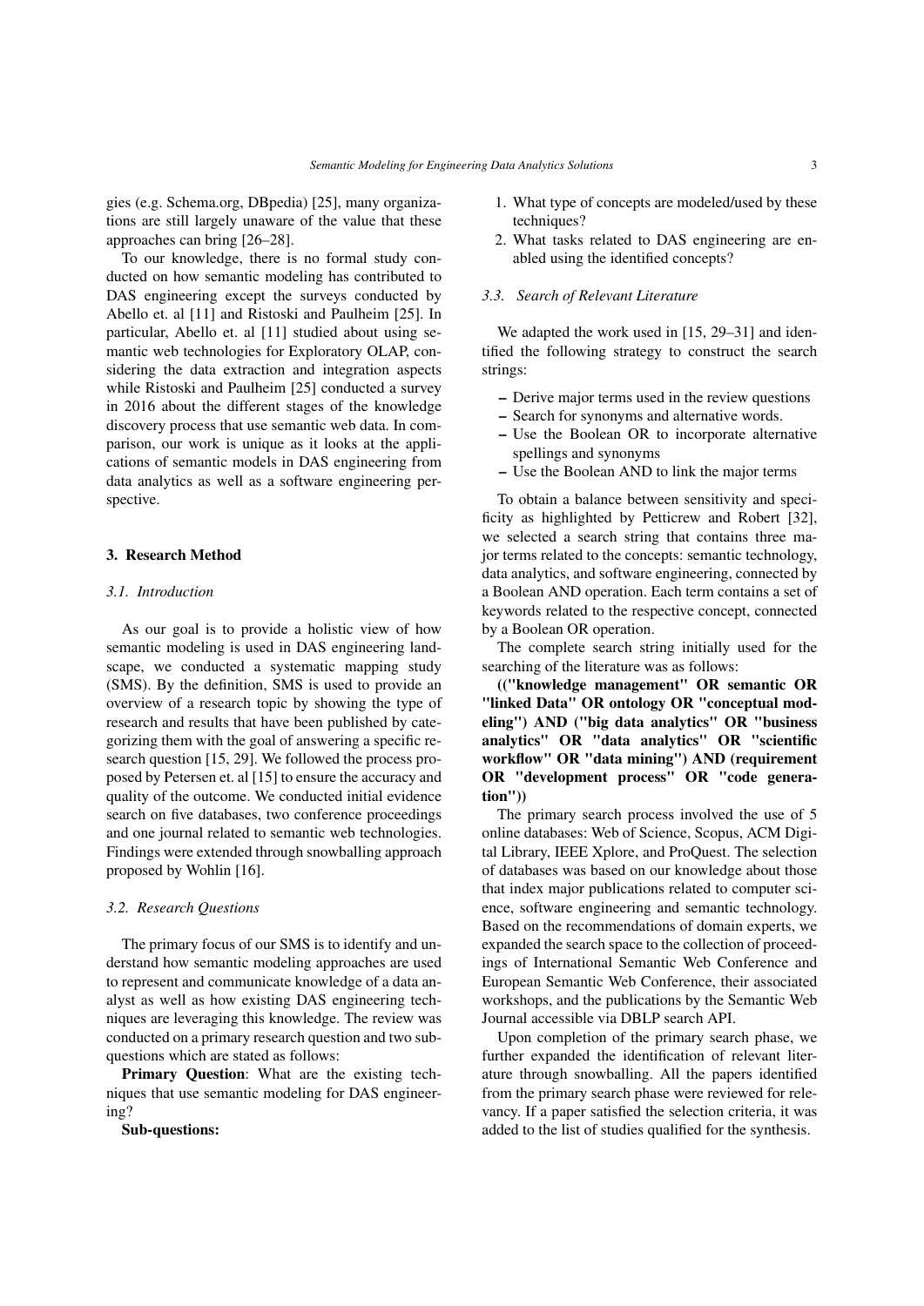gies (e.g. Schema.org, DBpedia) [25], many organizations are still largely unaware of the value that these approaches can bring [26–28].

To our knowledge, there is no formal study conducted on how semantic modeling has contributed to DAS engineering except the surveys conducted by Abello et. al [11] and Ristoski and Paulheim [25]. In particular, Abello et. al [11] studied about using semantic web technologies for Exploratory OLAP, considering the data extraction and integration aspects while Ristoski and Paulheim [25] conducted a survey in 2016 about the different stages of the knowledge discovery process that use semantic web data. In comparison, our work is unique as it looks at the applications of semantic models in DAS engineering from data analytics as well as a software engineering perspective.

## 3. Research Method

### 3.1. Introduction

As our goal is to provide a holistic view of how semantic modeling is used in DAS engineering landscape, we conducted a systematic mapping study (SMS). By the definition, SMS is used to provide an overview of a research topic by showing the type of research and results that have been published by categorizing them with the goal of answering a specific research question [15, 29]. We followed the process proposed by Petersen et. al [15] to ensure the accuracy and quality of the outcome. We conducted initial evidence search on five databases, two conference proceedings and one journal related to semantic web technologies. Findings were extended through snowballing approach proposed by Wohlin [16].

### 3.2. Research Questions

The primary focus of our SMS is to identify and understand how semantic modeling approaches are used to represent and communicate knowledge of a data analyst as well as how existing DAS engineering techniques are leveraging this knowledge. The review was conducted on a primary research question and two sub-questions which are stated as follows:

**Primary Question**: What are the existing techniques that use semantic modeling for DAS engineering?

**Sub-questions:**

1. What type of concepts are modeled/used by these techniques?
2. What tasks related to DAS engineering are enabled using the identified concepts?

### 3.3. Search of Relevant Literature

We adapted the work used in [15, 29–31] and identified the following strategy to construct the search strings:

- Derive major terms used in the review questions
- Search for synonyms and alternative words.
- Use the Boolean OR to incorporate alternative spellings and synonyms
- Use the Boolean AND to link the major terms

To obtain a balance between sensitivity and specificity as highlighted by Petticrew and Robert [32], we selected a search string that contains three major terms related to the concepts: semantic technology, data analytics, and software engineering, connected by a Boolean AND operation. Each term contains a set of keywords related to the respective concept, connected by a Boolean OR operation.

The complete search string initially used for the searching of the literature was as follows:

**(("knowledge management" OR semantic OR "linked Data" OR ontology OR "conceptual modeling") AND ("big data analytics" OR "business analytics" OR "data analytics" OR "scientific workflow" OR "data mining") AND (requirement OR "development process" OR "code generation"))**

The primary search process involved the use of 5 online databases: Web of Science, Scopus, ACM Digital Library, IEEE Xplore, and ProQuest. The selection of databases was based on our knowledge about those that index major publications related to computer science, software engineering and semantic technology. Based on the recommendations of domain experts, we expanded the search space to the collection of proceedings of International Semantic Web Conference and European Semantic Web Conference, their associated workshops, and the publications by the Semantic Web Journal accessible via DBLP search API.

Upon completion of the primary search phase, we further expanded the identification of relevant literature through snowballing. All the papers identified from the primary search phase were reviewed for relevancy. If a paper satisfied the selection criteria, it was added to the list of studies qualified for the synthesis.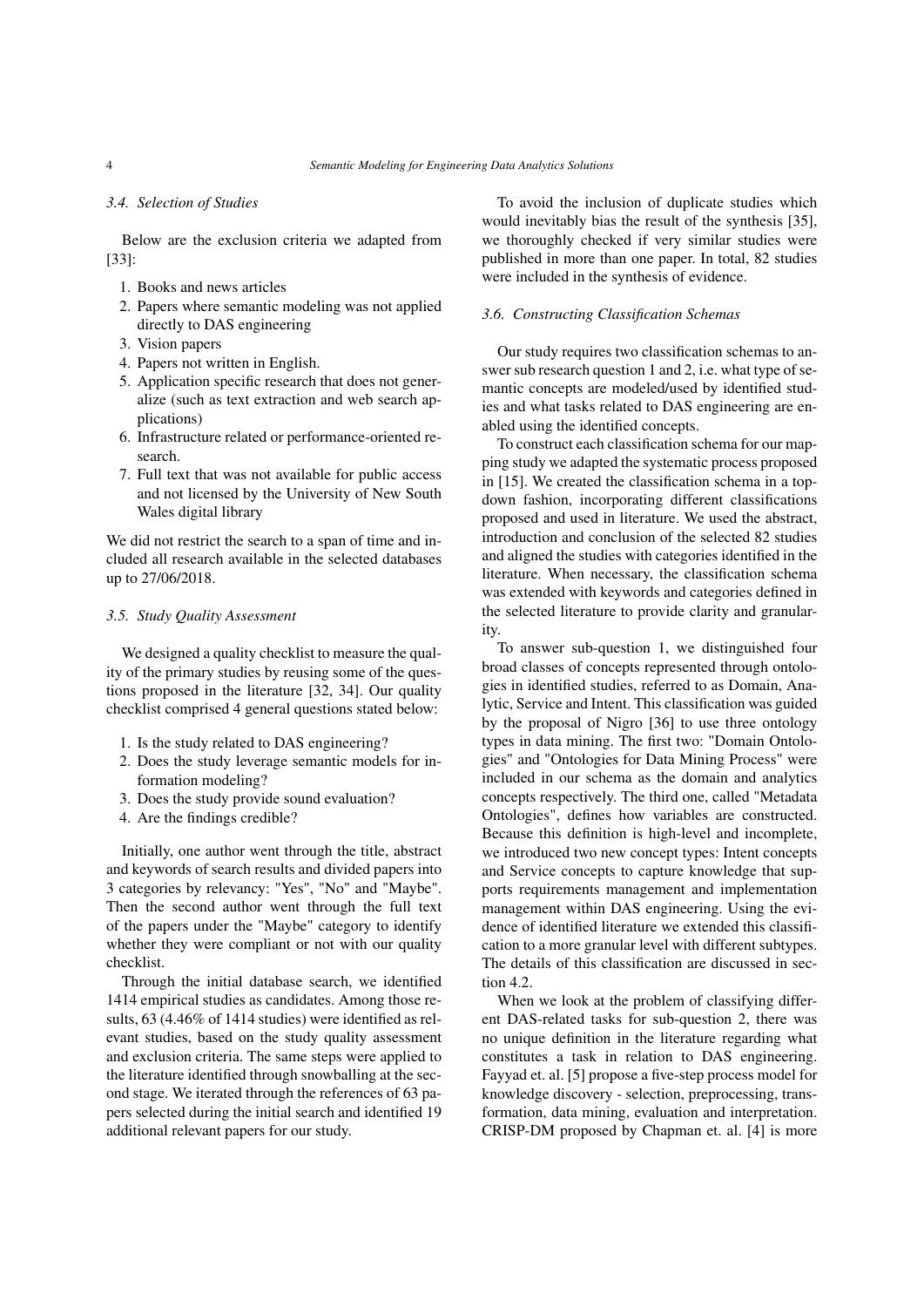### 3.4. Selection of Studies

Below are the exclusion criteria we adapted from [33]:

1. Books and news articles
2. Papers where semantic modeling was not applied directly to DAS engineering
3. Vision papers
4. Papers not written in English.
5. Application specific research that does not generalize (such as text extraction and web search applications)
6. Infrastructure related or performance-oriented research.
7. Full text that was not available for public access and not licensed by the University of New South Wales digital library

We did not restrict the search to a span of time and included all research available in the selected databases up to 27/06/2018.

### 3.5. Study Quality Assessment

We designed a quality checklist to measure the quality of the primary studies by reusing some of the questions proposed in the literature [32, 34]. Our quality checklist comprised 4 general questions stated below:

1. Is the study related to DAS engineering?
2. Does the study leverage semantic models for information modeling?
3. Does the study provide sound evaluation?
4. Are the findings credible?

Initially, one author went through the title, abstract and keywords of search results and divided papers into 3 categories by relevancy: "Yes", "No" and "Maybe". Then the second author went through the full text of the papers under the "Maybe" category to identify whether they were compliant or not with our quality checklist.

Through the initial database search, we identified 1414 empirical studies as candidates. Among those results, 63 (4.46% of 1414 studies) were identified as relevant studies, based on the study quality assessment and exclusion criteria. The same steps were applied to the literature identified through snowballing at the second stage. We iterated through the references of 63 papers selected during the initial search and identified 19 additional relevant papers for our study.

To avoid the inclusion of duplicate studies which would inevitably bias the result of the synthesis [35], we thoroughly checked if very similar studies were published in more than one paper. In total, 82 studies were included in the synthesis of evidence.

### 3.6. Constructing Classification Schemas

Our study requires two classification schemas to answer sub research question 1 and 2, i.e. what type of semantic concepts are modeled/used by identified studies and what tasks related to DAS engineering are enabled using the identified concepts.

To construct each classification schema for our mapping study we adapted the systematic process proposed in [15]. We created the classification schema in a top-down fashion, incorporating different classifications proposed and used in literature. We used the abstract, introduction and conclusion of the selected 82 studies and aligned the studies with categories identified in the literature. When necessary, the classification schema was extended with keywords and categories defined in the selected literature to provide clarity and granularity.

To answer sub-question 1, we distinguished four broad classes of concepts represented through ontologies in identified studies, referred to as Domain, Analytic, Service and Intent. This classification was guided by the proposal of Nigro [36] to use three ontology types in data mining. The first two: "Domain Ontologies" and "Ontologies for Data Mining Process" were included in our schema as the domain and analytics concepts respectively. The third one, called "Metadata Ontologies", defines how variables are constructed. Because this definition is high-level and incomplete, we introduced two new concept types: Intent concepts and Service concepts to capture knowledge that supports requirements management and implementation management within DAS engineering. Using the evidence of identified literature we extended this classification to a more granular level with different subtypes. The details of this classification are discussed in section 4.2.

When we look at the problem of classifying different DAS-related tasks for sub-question 2, there was no unique definition in the literature regarding what constitutes a task in relation to DAS engineering. Fayyad et. al. [5] propose a five-step process model for knowledge discovery - selection, preprocessing, transformation, data mining, evaluation and interpretation. CRISP-DM proposed by Chapman et. al. [4] is more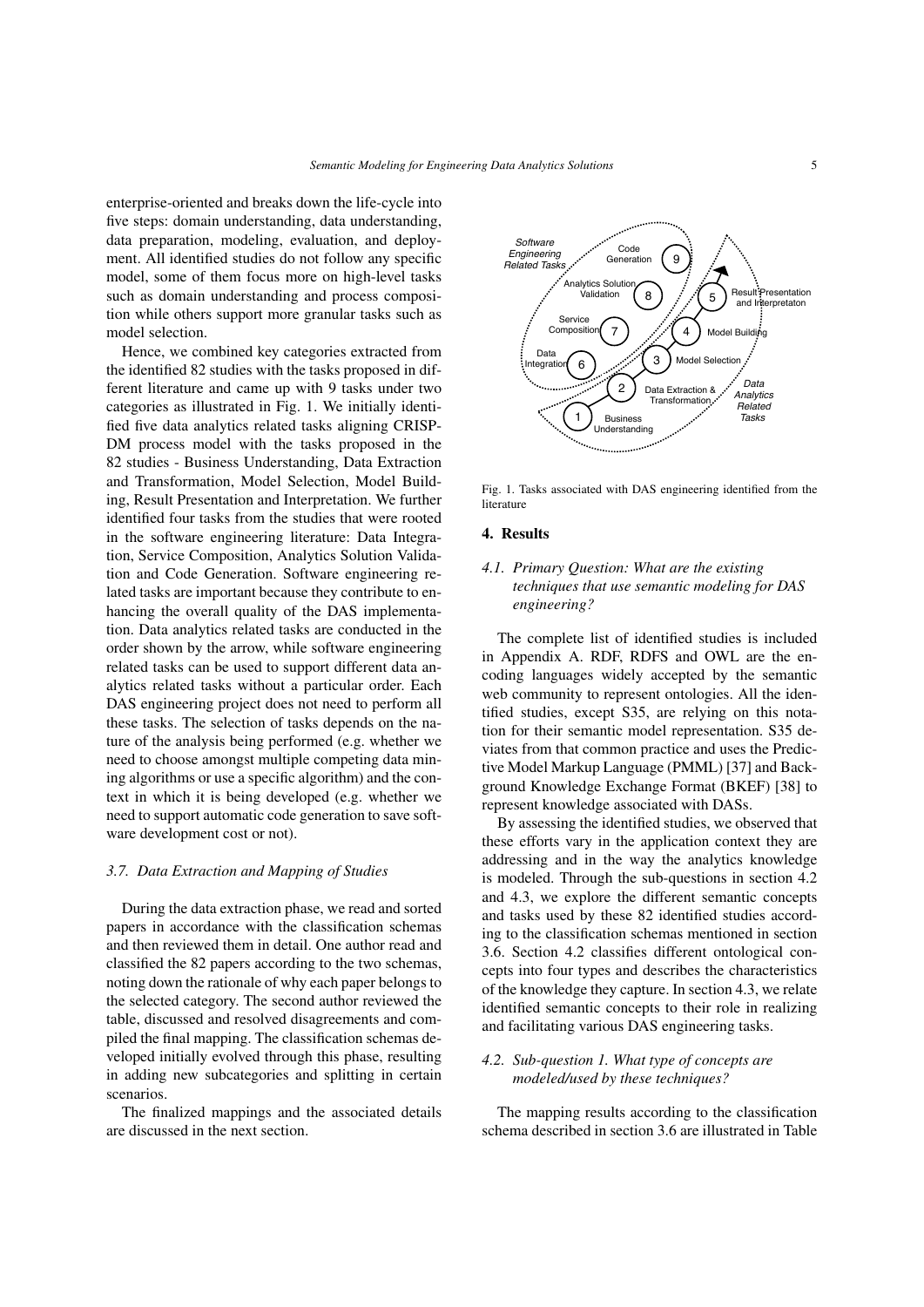enterprise-oriented and breaks down the life-cycle into five steps: domain understanding, data understanding, data preparation, modeling, evaluation, and deployment. All identified studies do not follow any specific model, some of them focus more on high-level tasks such as domain understanding and process composition while others support more granular tasks such as model selection.

Hence, we combined key categories extracted from the identified 82 studies with the tasks proposed in different literature and came up with 9 tasks under two categories as illustrated in Fig. 1. We initially identified five data analytics related tasks aligning CRISP-DM process model with the tasks proposed in the 82 studies - Business Understanding, Data Extraction and Transformation, Model Selection, Model Building, Result Presentation and Interpretation. We further identified four tasks from the studies that were rooted in the software engineering literature: Data Integration, Service Composition, Analytics Solution Validation and Code Generation. Software engineering related tasks are important because they contribute to enhancing the overall quality of the DAS implementation. Data analytics related tasks are conducted in the order shown by the arrow, while software engineering related tasks can be used to support different data analytics related tasks without a particular order. Each DAS engineering project does not need to perform all these tasks. The selection of tasks depends on the nature of the analysis being performed (e.g. whether we need to choose amongst multiple competing data mining algorithms or use a specific algorithm) and the context in which it is being developed (e.g. whether we need to support automatic code generation to save software development cost or not).

### 3.7. Data Extraction and Mapping of Studies

During the data extraction phase, we read and sorted papers in accordance with the classification schemas and then reviewed them in detail. One author read and classified the 82 papers according to the two schemas, noting down the rationale of why each paper belongs to the selected category. The second author reviewed the table, discussed and resolved disagreements and compiled the final mapping. The classification schemas developed initially evolved through this phase, resulting in adding new subcategories and splitting in certain scenarios.

The finalized mappings and the associated details are discussed in the next section.

Software Engineering Related Tasks: 6 Data Integration, 7 Service Composition, 8 Analytics Solution Validation, 9 Code Generation

Data Analytics Related Tasks: 1 Business Understanding, 2 Data Extraction & Transformation, 3 Model Selection, 4 Model Building, 5 Result Presentation and Interpretaton

Fig. 1. Tasks associated with DAS engineering identified from the literature

## 4. Results

### 4.1. Primary Question: What are the existing techniques that use semantic modeling for DAS engineering?

The complete list of identified studies is included in Appendix A. RDF, RDFS and OWL are the encoding languages widely accepted by the semantic web community to represent ontologies. All the identified studies, except S35, are relying on this notation for their semantic model representation. S35 deviates from that common practice and uses the Predictive Model Markup Language (PMML) [37] and Background Knowledge Exchange Format (BKEF) [38] to represent knowledge associated with DASs.

By assessing the identified studies, we observed that these efforts vary in the application context they are addressing and in the way the analytics knowledge is modeled. Through the sub-questions in section 4.2 and 4.3, we explore the different semantic concepts and tasks used by these 82 identified studies according to the classification schemas mentioned in section 3.6. Section 4.2 classifies different ontological concepts into four types and describes the characteristics of the knowledge they capture. In section 4.3, we relate identified semantic concepts to their role in realizing and facilitating various DAS engineering tasks.

### 4.2. Sub-question 1. What type of concepts are modeled/used by these techniques?

The mapping results according to the classification schema described in section 3.6 are illustrated in Table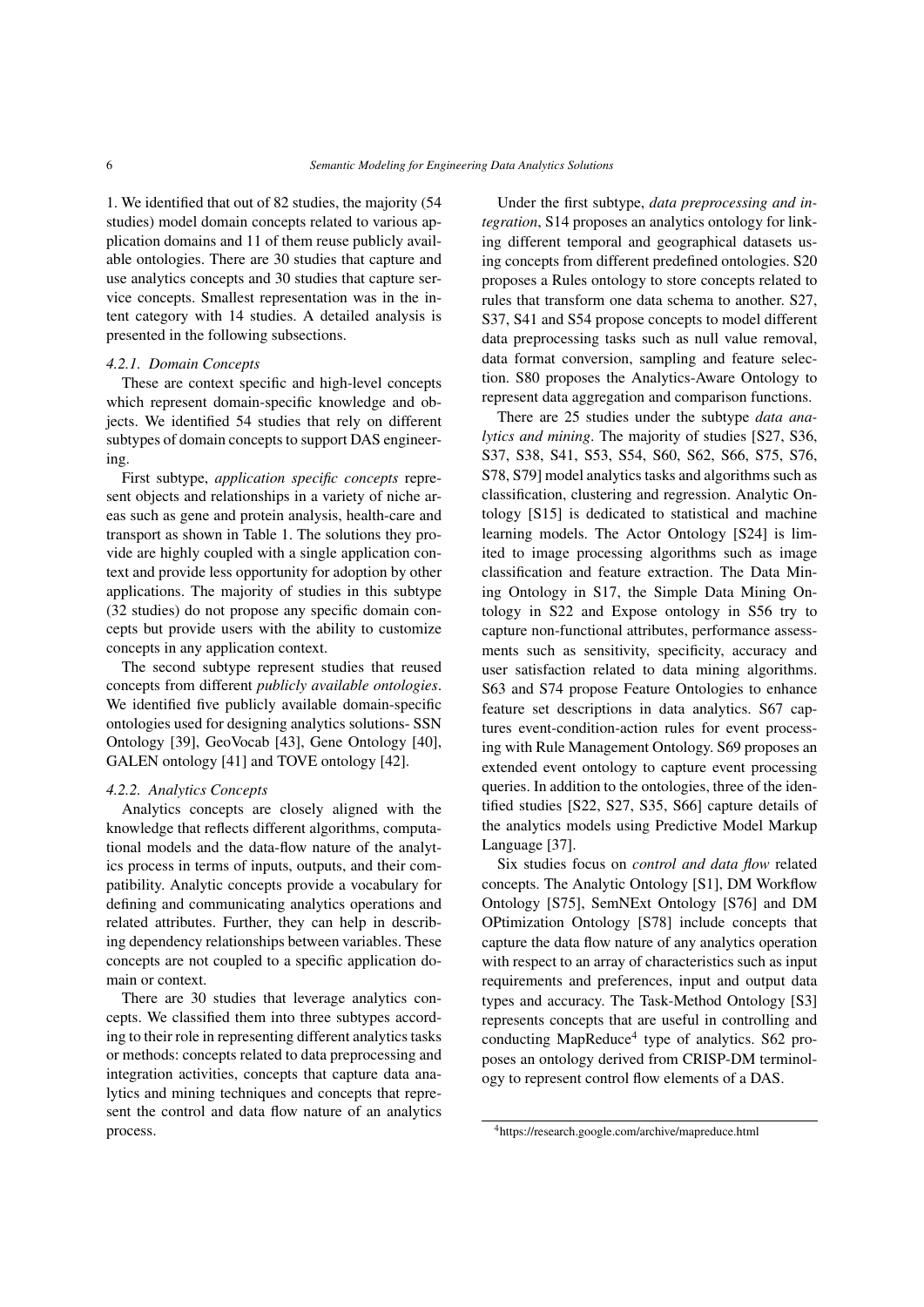1. We identified that out of 82 studies, the majority (54 studies) model domain concepts related to various application domains and 11 of them reuse publicly available ontologies. There are 30 studies that capture and use analytics concepts and 30 studies that capture service concepts. Smallest representation was in the intent category with 14 studies. A detailed analysis is presented in the following subsections.

#### 4.2.1. Domain Concepts

These are context specific and high-level concepts which represent domain-specific knowledge and objects. We identified 54 studies that rely on different subtypes of domain concepts to support DAS engineering.

First subtype, *application specific concepts* represent objects and relationships in a variety of niche areas such as gene and protein analysis, health-care and transport as shown in Table 1. The solutions they provide are highly coupled with a single application context and provide less opportunity for adoption by other applications. The majority of studies in this subtype (32 studies) do not propose any specific domain concepts but provide users with the ability to customize concepts in any application context.

The second subtype represent studies that reused concepts from different *publicly available ontologies*. We identified five publicly available domain-specific ontologies used for designing analytics solutions- SSN Ontology [39], GeoVocab [43], Gene Ontology [40], GALEN ontology [41] and TOVE ontology [42].

#### 4.2.2. Analytics Concepts

Analytics concepts are closely aligned with the knowledge that reflects different algorithms, computational models and the data-flow nature of the analytics process in terms of inputs, outputs, and their compatibility. Analytic concepts provide a vocabulary for defining and communicating analytics operations and related attributes. Further, they can help in describing dependency relationships between variables. These concepts are not coupled to a specific application domain or context.

There are 30 studies that leverage analytics concepts. We classified them into three subtypes according to their role in representing different analytics tasks or methods: concepts related to data preprocessing and integration activities, concepts that capture data analytics and mining techniques and concepts that represent the control and data flow nature of an analytics process.

Under the first subtype, *data preprocessing and integration*, S14 proposes an analytics ontology for linking different temporal and geographical datasets using concepts from different predefined ontologies. S20 proposes a Rules ontology to store concepts related to rules that transform one data schema to another. S27, S37, S41 and S54 propose concepts to model different data preprocessing tasks such as null value removal, data format conversion, sampling and feature selection. S80 proposes the Analytics-Aware Ontology to represent data aggregation and comparison functions.

There are 25 studies under the subtype *data analytics and mining*. The majority of studies [S27, S36, S37, S38, S41, S53, S54, S60, S62, S66, S75, S76, S78, S79] model analytics tasks and algorithms such as classification, clustering and regression. Analytic Ontology [S15] is dedicated to statistical and machine learning models. The Actor Ontology [S24] is limited to image processing algorithms such as image classification and feature extraction. The Data Mining Ontology in S17, the Simple Data Mining Ontology in S22 and Expose ontology in S56 try to capture non-functional attributes, performance assessments such as sensitivity, specificity, accuracy and user satisfaction related to data mining algorithms. S63 and S74 propose Feature Ontologies to enhance feature set descriptions in data analytics. S67 captures event-condition-action rules for event processing with Rule Management Ontology. S69 proposes an extended event ontology to capture event processing queries. In addition to the ontologies, three of the identified studies [S22, S27, S35, S66] capture details of the analytics models using Predictive Model Markup Language [37].

Six studies focus on *control and data flow* related concepts. The Analytic Ontology [S1], DM Workflow Ontology [S75], SemNExt Ontology [S76] and DM OPtimization Ontology [S78] include concepts that capture the data flow nature of any analytics operation with respect to an array of characteristics such as input requirements and preferences, input and output data types and accuracy. The Task-Method Ontology [S3] represents concepts that are useful in controlling and conducting MapReduce[4] type of analytics. S62 proposes an ontology derived from CRISP-DM terminology to represent control flow elements of a DAS.

[4]https://research.google.com/archive/mapreduce.html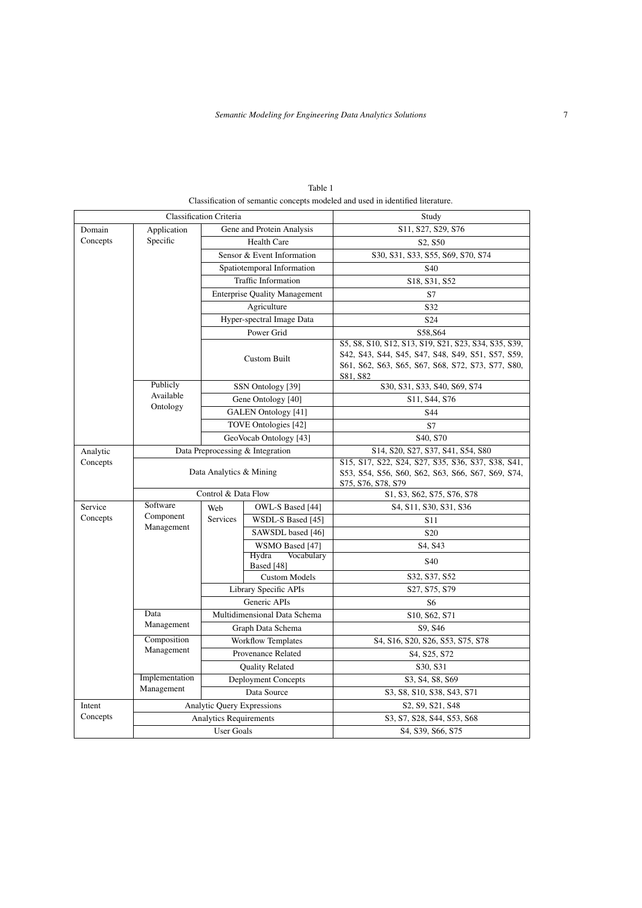Table 1

Classification of semantic concepts modeled and used in identified literature.

| Classification Criteria | | | | Study |
|---|---|---|---|---|
| Domain Concepts | Application Specific | Gene and Protein Analysis | | S11, S27, S29, S76 |
| | | Health Care | | S2, S50 |
| | | Sensor & Event Information | | S30, S31, S33, S55, S69, S70, S74 |
| | | Spatiotemporal Information | | S40 |
| | | Traffic Information | | S18, S31, S52 |
| | | Enterprise Quality Management | | S7 |
| | | Agriculture | | S32 |
| | | Hyper-spectral Image Data | | S24 |
| | | Power Grid | | S58,S64 |
| | | Custom Built | | S5, S8, S10, S12, S13, S19, S21, S23, S34, S35, S39, S42, S43, S44, S45, S47, S48, S49, S51, S57, S59, S61, S62, S63, S65, S67, S68, S72, S73, S77, S80, S81, S82 |
| | Publicly Available Ontology | SSN Ontology [39] | | S30, S31, S33, S40, S69, S74 |
| | | Gene Ontology [40] | | S11, S44, S76 |
| | | GALEN Ontology [41] | | S44 |
| | | TOVE Ontologies [42] | | S7 |
| | | GeoVocab Ontology [43] | | S40, S70 |
| Analytic Concepts | Data Preprocessing & Integration | | | S14, S20, S27, S37, S41, S54, S80 |
| | Data Analytics & Mining | | | S15, S17, S22, S24, S27, S35, S36, S37, S38, S41, S53, S54, S56, S60, S62, S63, S66, S67, S69, S74, S75, S76, S78, S79 |
| | Control & Data Flow | | | S1, S3, S62, S75, S76, S78 |
| Service Concepts | Software Component Management | Web Services | OWL-S Based [44] | S4, S11, S30, S31, S36 |
| | | | WSDL-S Based [45] | S11 |
| | | | SAWSDL based [46] | S20 |
| | | | WSMO Based [47] | S4, S43 |
| | | | Hydra Vocabulary Based [48] | S40 |
| | | | Custom Models | S32, S37, S52 |
| | | Library Specific APIs | | S27, S75, S79 |
| | | Generic APIs | | S6 |
| | Data Management | Multidimensional Data Schema | | S10, S62, S71 |
| | | Graph Data Schema | | S9, S46 |
| | Composition Management | Workflow Templates | | S4, S16, S20, S26, S53, S75, S78 |
| | | Provenance Related | | S4, S25, S72 |
| | | Quality Related | | S30, S31 |
| | Implementation Management | Deployment Concepts | | S3, S4, S8, S69 |
| | | Data Source | | S3, S8, S10, S38, S43, S71 |
| Intent Concepts | Analytic Query Expressions | | | S2, S9, S21, S48 |
| | Analytics Requirements | | | S3, S7, S28, S44, S53, S68 |
| | User Goals | | | S4, S39, S66, S75 |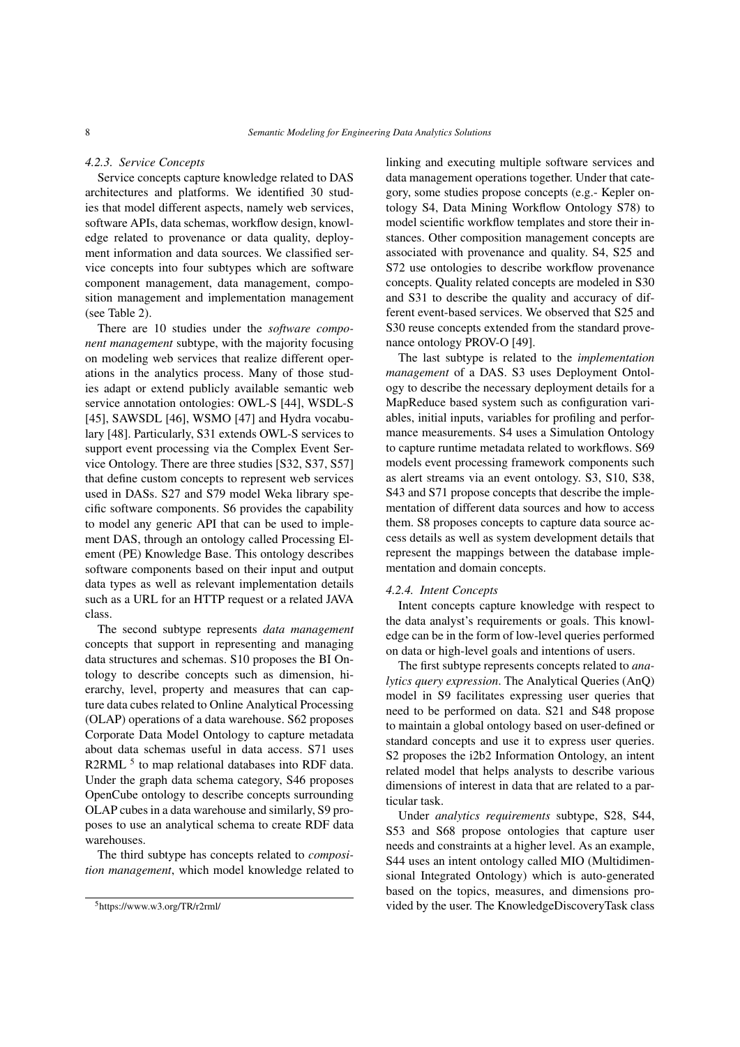#### 4.2.3. Service Concepts

Service concepts capture knowledge related to DAS architectures and platforms. We identified 30 studies that model different aspects, namely web services, software APIs, data schemas, workflow design, knowledge related to provenance or data quality, deployment information and data sources. We classified service concepts into four subtypes which are software component management, data management, composition management and implementation management (see Table 2).

There are 10 studies under the *software component management* subtype, with the majority focusing on modeling web services that realize different operations in the analytics process. Many of those studies adapt or extend publicly available semantic web service annotation ontologies: OWL-S [44], WSDL-S [45], SAWSDL [46], WSMO [47] and Hydra vocabulary [48]. Particularly, S31 extends OWL-S services to support event processing via the Complex Event Service Ontology. There are three studies [S32, S37, S57] that define custom concepts to represent web services used in DASs. S27 and S79 model Weka library specific software components. S6 provides the capability to model any generic API that can be used to implement DAS, through an ontology called Processing Element (PE) Knowledge Base. This ontology describes software components based on their input and output data types as well as relevant implementation details such as a URL for an HTTP request or a related JAVA class.

The second subtype represents *data management* concepts that support in representing and managing data structures and schemas. S10 proposes the BI Ontology to describe concepts such as dimension, hierarchy, level, property and measures that can capture data cubes related to Online Analytical Processing (OLAP) operations of a data warehouse. S62 proposes Corporate Data Model Ontology to capture metadata about data schemas useful in data access. S71 uses R2RML [5] to map relational databases into RDF data. Under the graph data schema category, S46 proposes OpenCube ontology to describe concepts surrounding OLAP cubes in a data warehouse and similarly, S9 proposes to use an analytical schema to create RDF data warehouses.

The third subtype has concepts related to *composition management*, which model knowledge related to linking and executing multiple software services and data management operations together. Under that category, some studies propose concepts (e.g.- Kepler ontology S4, Data Mining Workflow Ontology S78) to model scientific workflow templates and store their instances. Other composition management concepts are associated with provenance and quality. S4, S25 and S72 use ontologies to describe workflow provenance concepts. Quality related concepts are modeled in S30 and S31 to describe the quality and accuracy of different event-based services. We observed that S25 and S30 reuse concepts extended from the standard provenance ontology PROV-O [49].

The last subtype is related to the *implementation management* of a DAS. S3 uses Deployment Ontology to describe the necessary deployment details for a MapReduce based system such as configuration variables, initial inputs, variables for profiling and performance measurements. S4 uses a Simulation Ontology to capture runtime metadata related to workflows. S69 models event processing framework components such as alert streams via an event ontology. S3, S10, S38, S43 and S71 propose concepts that describe the implementation of different data sources and how to access them. S8 proposes concepts to capture data source access details as well as system development details that represent the mappings between the database implementation and domain concepts.

#### 4.2.4. Intent Concepts

Intent concepts capture knowledge with respect to the data analyst's requirements or goals. This knowledge can be in the form of low-level queries performed on data or high-level goals and intentions of users.

The first subtype represents concepts related to *analytics query expression*. The Analytical Queries (AnQ) model in S9 facilitates expressing user queries that need to be performed on data. S21 and S48 propose to maintain a global ontology based on user-defined or standard concepts and use it to express user queries. S2 proposes the i2b2 Information Ontology, an intent related model that helps analysts to describe various dimensions of interest in data that are related to a particular task.

Under *analytics requirements* subtype, S28, S44, S53 and S68 propose ontologies that capture user needs and constraints at a higher level. As an example, S44 uses an intent ontology called MIO (Multidimensional Integrated Ontology) which is auto-generated based on the topics, measures, and dimensions provided by the user. The KnowledgeDiscoveryTask class

[5] https://www.w3.org/TR/r2rml/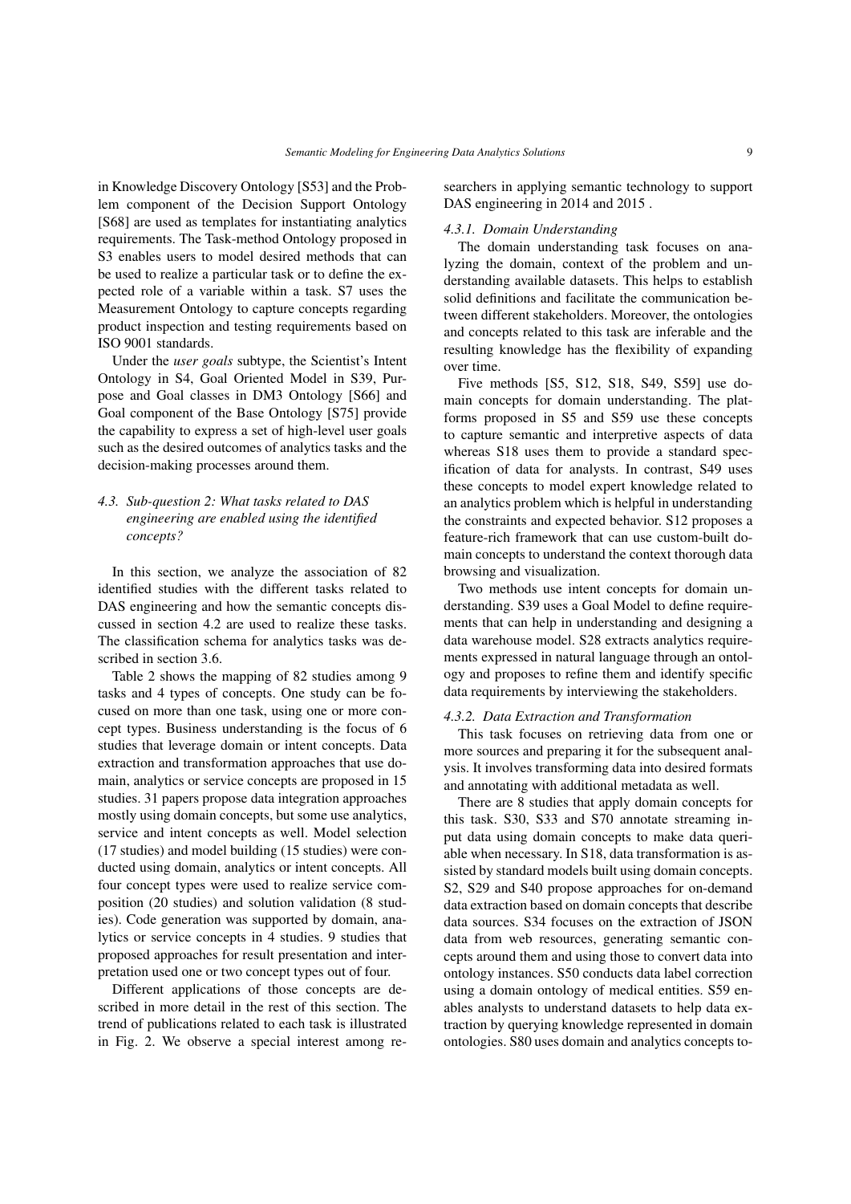in Knowledge Discovery Ontology [S53] and the Problem component of the Decision Support Ontology [S68] are used as templates for instantiating analytics requirements. The Task-method Ontology proposed in S3 enables users to model desired methods that can be used to realize a particular task or to define the expected role of a variable within a task. S7 uses the Measurement Ontology to capture concepts regarding product inspection and testing requirements based on ISO 9001 standards.

Under the *user goals* subtype, the Scientist's Intent Ontology in S4, Goal Oriented Model in S39, Purpose and Goal classes in DM3 Ontology [S66] and Goal component of the Base Ontology [S75] provide the capability to express a set of high-level user goals such as the desired outcomes of analytics tasks and the decision-making processes around them.

### 4.3. Sub-question 2: What tasks related to DAS engineering are enabled using the identified concepts?

In this section, we analyze the association of 82 identified studies with the different tasks related to DAS engineering and how the semantic concepts discussed in section 4.2 are used to realize these tasks. The classification schema for analytics tasks was described in section 3.6.

Table 2 shows the mapping of 82 studies among 9 tasks and 4 types of concepts. One study can be focused on more than one task, using one or more concept types. Business understanding is the focus of 6 studies that leverage domain or intent concepts. Data extraction and transformation approaches that use domain, analytics or service concepts are proposed in 15 studies. 31 papers propose data integration approaches mostly using domain concepts, but some use analytics, service and intent concepts as well. Model selection (17 studies) and model building (15 studies) were conducted using domain, analytics or intent concepts. All four concept types were used to realize service composition (20 studies) and solution validation (8 studies). Code generation was supported by domain, analytics or service concepts in 4 studies. 9 studies that proposed approaches for result presentation and interpretation used one or two concept types out of four.

Different applications of those concepts are described in more detail in the rest of this section. The trend of publications related to each task is illustrated in Fig. 2. We observe a special interest among researchers in applying semantic technology to support DAS engineering in 2014 and 2015 .

#### 4.3.1. Domain Understanding

The domain understanding task focuses on analyzing the domain, context of the problem and understanding available datasets. This helps to establish solid definitions and facilitate the communication between different stakeholders. Moreover, the ontologies and concepts related to this task are inferable and the resulting knowledge has the flexibility of expanding over time.

Five methods [S5, S12, S18, S49, S59] use domain concepts for domain understanding. The platforms proposed in S5 and S59 use these concepts to capture semantic and interpretive aspects of data whereas S18 uses them to provide a standard specification of data for analysts. In contrast, S49 uses these concepts to model expert knowledge related to an analytics problem which is helpful in understanding the constraints and expected behavior. S12 proposes a feature-rich framework that can use custom-built domain concepts to understand the context thorough data browsing and visualization.

Two methods use intent concepts for domain understanding. S39 uses a Goal Model to define requirements that can help in understanding and designing a data warehouse model. S28 extracts analytics requirements expressed in natural language through an ontology and proposes to refine them and identify specific data requirements by interviewing the stakeholders.

#### 4.3.2. Data Extraction and Transformation

This task focuses on retrieving data from one or more sources and preparing it for the subsequent analysis. It involves transforming data into desired formats and annotating with additional metadata as well.

There are 8 studies that apply domain concepts for this task. S30, S33 and S70 annotate streaming input data using domain concepts to make data queriable when necessary. In S18, data transformation is assisted by standard models built using domain concepts. S2, S29 and S40 propose approaches for on-demand data extraction based on domain concepts that describe data sources. S34 focuses on the extraction of JSON data from web resources, generating semantic concepts around them and using those to convert data into ontology instances. S50 conducts data label correction using a domain ontology of medical entities. S59 enables analysts to understand datasets to help data extraction by querying knowledge represented in domain ontologies. S80 uses domain and analytics concepts to-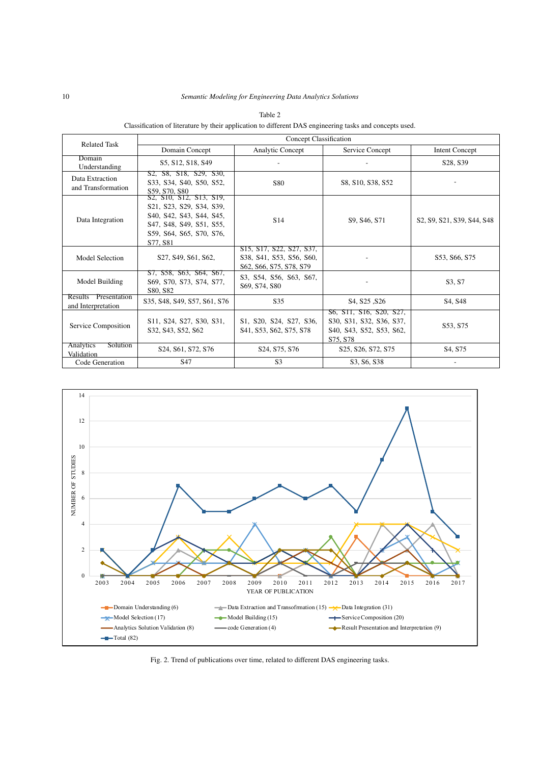Table 2

Classification of literature by their application to different DAS engineering tasks and concepts used.

| Related Task | Concept Classification | | | |
|---|---|---|---|---|
| | Domain Concept | Analytic Concept | Service Concept | Intent Concept |
| Domain Understanding | S5, S12, S18, S49 | - | - | S28, S39 |
| Data Extraction and Transformation | S2, S8, S18, S29, S30, S33, S34, S40, S50, S52, S59, S70, S80 | S80 | S8, S10, S38, S52 | - |
| Data Integration | S2, S10, S12, S13, S19, S21, S23, S29, S34, S39, S40, S42, S43, S44, S45, S47, S48, S49, S51, S55, S59, S64, S65, S70, S76, S77, S81 | S14 | S9, S46, S71 | S2, S9, S21, S39, S44, S48 |
| Model Selection | S27, S49, S61, S62, | S15, S17, S22, S27, S37, S38, S41, S53, S56, S60, S62, S66, S75, S78, S79 | - | S53, S66, S75 |
| Model Building | S7, S58, S63, S64, S67, S69, S70, S73, S74, S77, S80, S82 | S3, S54, S56, S63, S67, S69, S74, S80 | - | S3, S7 |
| Results Presentation and Interpretation | S35, S48, S49, S57, S61, S76 | S35 | S4, S25 ,S26 | S4, S48 |
| Service Composition | S11, S24, S27, S30, S31, S32, S43, S52, S62 | S1, S20, S24, S27, S36, S41, S53, S62, S75, S78 | S6, S11, S16, S20, S27, S30, S31, S32, S36, S37, S40, S43, S52, S53, S62, S75, S78 | S53, S75 |
| Analytics Solution Validation | S24, S61, S72, S76 | S24, S75, S76 | S25, S26, S72, S75 | S4, S75 |
| Code Generation | S47 | S3 | S3, S6, S38 | - |

Fig. 2. Trend of publications over time, related to different DAS engineering tasks.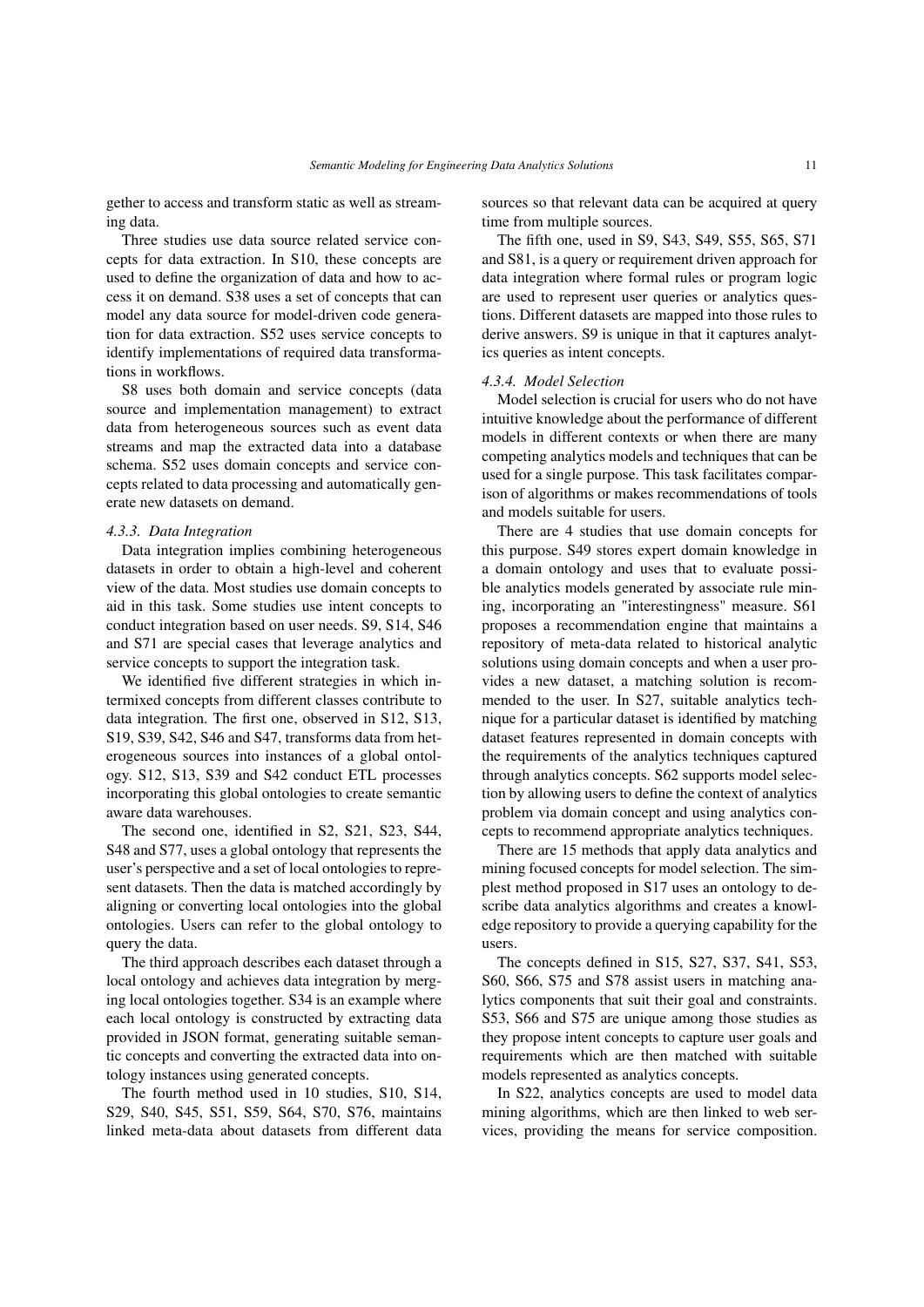gether to access and transform static as well as streaming data.

Three studies use data source related service concepts for data extraction. In S10, these concepts are used to define the organization of data and how to access it on demand. S38 uses a set of concepts that can model any data source for model-driven code generation for data extraction. S52 uses service concepts to identify implementations of required data transformations in workflows.

S8 uses both domain and service concepts (data source and implementation management) to extract data from heterogeneous sources such as event data streams and map the extracted data into a database schema. S52 uses domain concepts and service concepts related to data processing and automatically generate new datasets on demand.

#### *4.3.3. Data Integration*

Data integration implies combining heterogeneous datasets in order to obtain a high-level and coherent view of the data. Most studies use domain concepts to aid in this task. Some studies use intent concepts to conduct integration based on user needs. S9, S14, S46 and S71 are special cases that leverage analytics and service concepts to support the integration task.

We identified five different strategies in which intermixed concepts from different classes contribute to data integration. The first one, observed in S12, S13, S19, S39, S42, S46 and S47, transforms data from heterogeneous sources into instances of a global ontology. S12, S13, S39 and S42 conduct ETL processes incorporating this global ontologies to create semantic aware data warehouses.

The second one, identified in S2, S21, S23, S44, S48 and S77, uses a global ontology that represents the user's perspective and a set of local ontologies to represent datasets. Then the data is matched accordingly by aligning or converting local ontologies into the global ontologies. Users can refer to the global ontology to query the data.

The third approach describes each dataset through a local ontology and achieves data integration by merging local ontologies together. S34 is an example where each local ontology is constructed by extracting data provided in JSON format, generating suitable semantic concepts and converting the extracted data into ontology instances using generated concepts.

The fourth method used in 10 studies, S10, S14, S29, S40, S45, S51, S59, S64, S70, S76, maintains linked meta-data about datasets from different data sources so that relevant data can be acquired at query time from multiple sources.

The fifth one, used in S9, S43, S49, S55, S65, S71 and S81, is a query or requirement driven approach for data integration where formal rules or program logic are used to represent user queries or analytics questions. Different datasets are mapped into those rules to derive answers. S9 is unique in that it captures analytics queries as intent concepts.

#### *4.3.4. Model Selection*

Model selection is crucial for users who do not have intuitive knowledge about the performance of different models in different contexts or when there are many competing analytics models and techniques that can be used for a single purpose. This task facilitates comparison of algorithms or makes recommendations of tools and models suitable for users.

There are 4 studies that use domain concepts for this purpose. S49 stores expert domain knowledge in a domain ontology and uses that to evaluate possible analytics models generated by associate rule mining, incorporating an "interestingness" measure. S61 proposes a recommendation engine that maintains a repository of meta-data related to historical analytic solutions using domain concepts and when a user provides a new dataset, a matching solution is recommended to the user. In S27, suitable analytics technique for a particular dataset is identified by matching dataset features represented in domain concepts with the requirements of the analytics techniques captured through analytics concepts. S62 supports model selection by allowing users to define the context of analytics problem via domain concept and using analytics concepts to recommend appropriate analytics techniques.

There are 15 methods that apply data analytics and mining focused concepts for model selection. The simplest method proposed in S17 uses an ontology to describe data analytics algorithms and creates a knowledge repository to provide a querying capability for the users.

The concepts defined in S15, S27, S37, S41, S53, S60, S66, S75 and S78 assist users in matching analytics components that suit their goal and constraints. S53, S66 and S75 are unique among those studies as they propose intent concepts to capture user goals and requirements which are then matched with suitable models represented as analytics concepts.

In S22, analytics concepts are used to model data mining algorithms, which are then linked to web services, providing the means for service composition.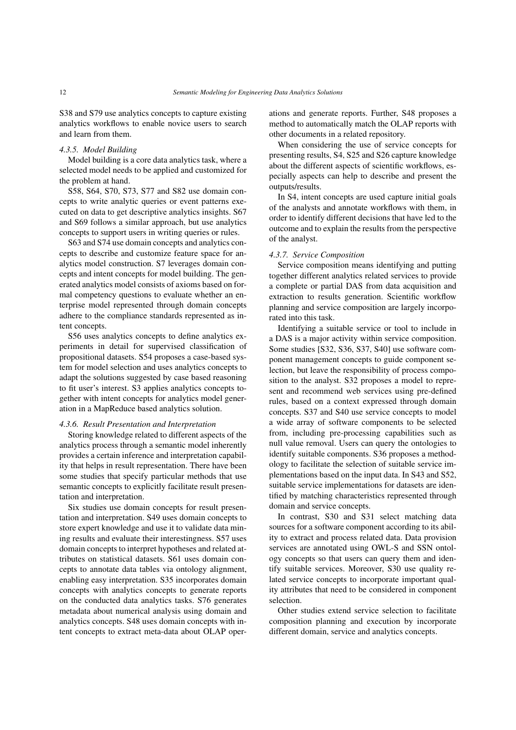S38 and S79 use analytics concepts to capture existing analytics workflows to enable novice users to search and learn from them.

#### *4.3.5. Model Building*

Model building is a core data analytics task, where a selected model needs to be applied and customized for the problem at hand.

S58, S64, S70, S73, S77 and S82 use domain concepts to write analytic queries or event patterns executed on data to get descriptive analytics insights. S67 and S69 follows a similar approach, but use analytics concepts to support users in writing queries or rules.

S63 and S74 use domain concepts and analytics concepts to describe and customize feature space for analytics model construction. S7 leverages domain concepts and intent concepts for model building. The generated analytics model consists of axioms based on formal competency questions to evaluate whether an enterprise model represented through domain concepts adhere to the compliance standards represented as intent concepts.

S56 uses analytics concepts to define analytics experiments in detail for supervised classification of propositional datasets. S54 proposes a case-based system for model selection and uses analytics concepts to adapt the solutions suggested by case based reasoning to fit user's interest. S3 applies analytics concepts together with intent concepts for analytics model generation in a MapReduce based analytics solution.

#### *4.3.6. Result Presentation and Interpretation*

Storing knowledge related to different aspects of the analytics process through a semantic model inherently provides a certain inference and interpretation capability that helps in result representation. There have been some studies that specify particular methods that use semantic concepts to explicitly facilitate result presentation and interpretation.

Six studies use domain concepts for result presentation and interpretation. S49 uses domain concepts to store expert knowledge and use it to validate data mining results and evaluate their interestingness. S57 uses domain concepts to interpret hypotheses and related attributes on statistical datasets. S61 uses domain concepts to annotate data tables via ontology alignment, enabling easy interpretation. S35 incorporates domain concepts with analytics concepts to generate reports on the conducted data analytics tasks. S76 generates metadata about numerical analysis using domain and analytics concepts. S48 uses domain concepts with intent concepts to extract meta-data about OLAP operations and generate reports. Further, S48 proposes a method to automatically match the OLAP reports with other documents in a related repository.

When considering the use of service concepts for presenting results, S4, S25 and S26 capture knowledge about the different aspects of scientific workflows, especially aspects can help to describe and present the outputs/results.

In S4, intent concepts are used capture initial goals of the analysts and annotate workflows with them, in order to identify different decisions that have led to the outcome and to explain the results from the perspective of the analyst.

#### *4.3.7. Service Composition*

Service composition means identifying and putting together different analytics related services to provide a complete or partial DAS from data acquisition and extraction to results generation. Scientific workflow planning and service composition are largely incorporated into this task.

Identifying a suitable service or tool to include in a DAS is a major activity within service composition. Some studies [S32, S36, S37, S40] use software component management concepts to guide component selection, but leave the responsibility of process composition to the analyst. S32 proposes a model to represent and recommend web services using pre-defined rules, based on a context expressed through domain concepts. S37 and S40 use service concepts to model a wide array of software components to be selected from, including pre-processing capabilities such as null value removal. Users can query the ontologies to identify suitable components. S36 proposes a methodology to facilitate the selection of suitable service implementations based on the input data. In S43 and S52, suitable service implementations for datasets are identified by matching characteristics represented through domain and service concepts.

In contrast, S30 and S31 select matching data sources for a software component according to its ability to extract and process related data. Data provision services are annotated using OWL-S and SSN ontology concepts so that users can query them and identify suitable services. Moreover, S30 use quality related service concepts to incorporate important quality attributes that need to be considered in component selection.

Other studies extend service selection to facilitate composition planning and execution by incorporate different domain, service and analytics concepts.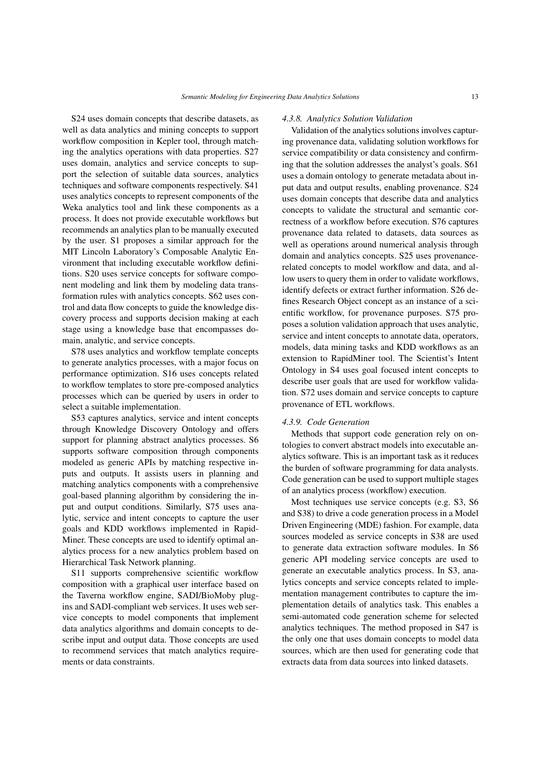S24 uses domain concepts that describe datasets, as well as data analytics and mining concepts to support workflow composition in Kepler tool, through matching the analytics operations with data properties. S27 uses domain, analytics and service concepts to support the selection of suitable data sources, analytics techniques and software components respectively. S41 uses analytics concepts to represent components of the Weka analytics tool and link these components as a process. It does not provide executable workflows but recommends an analytics plan to be manually executed by the user. S1 proposes a similar approach for the MIT Lincoln Laboratory's Composable Analytic Environment that including executable workflow definitions. S20 uses service concepts for software component modeling and link them by modeling data transformation rules with analytics concepts. S62 uses control and data flow concepts to guide the knowledge discovery process and supports decision making at each stage using a knowledge base that encompasses domain, analytic, and service concepts.

S78 uses analytics and workflow template concepts to generate analytics processes, with a major focus on performance optimization. S16 uses concepts related to workflow templates to store pre-composed analytics processes which can be queried by users in order to select a suitable implementation.

S53 captures analytics, service and intent concepts through Knowledge Discovery Ontology and offers support for planning abstract analytics processes. S6 supports software composition through components modeled as generic APIs by matching respective inputs and outputs. It assists users in planning and matching analytics components with a comprehensive goal-based planning algorithm by considering the input and output conditions. Similarly, S75 uses analytic, service and intent concepts to capture the user goals and KDD workflows implemented in RapidMiner. These concepts are used to identify optimal analytics process for a new analytics problem based on Hierarchical Task Network planning.

S11 supports comprehensive scientific workflow composition with a graphical user interface based on the Taverna workflow engine, SADI/BioMoby plugins and SADI-compliant web services. It uses web service concepts to model components that implement data analytics algorithms and domain concepts to describe input and output data. Those concepts are used to recommend services that match analytics requirements or data constraints.

#### *4.3.8. Analytics Solution Validation*

Validation of the analytics solutions involves capturing provenance data, validating solution workflows for service compatibility or data consistency and confirming that the solution addresses the analyst's goals. S61 uses a domain ontology to generate metadata about input data and output results, enabling provenance. S24 uses domain concepts that describe data and analytics concepts to validate the structural and semantic correctness of a workflow before execution. S76 captures provenance data related to datasets, data sources as well as operations around numerical analysis through domain and analytics concepts. S25 uses provenance-related concepts to model workflow and data, and allow users to query them in order to validate workflows, identify defects or extract further information. S26 defines Research Object concept as an instance of a scientific workflow, for provenance purposes. S75 proposes a solution validation approach that uses analytic, service and intent concepts to annotate data, operators, models, data mining tasks and KDD workflows as an extension to RapidMiner tool. The Scientist's Intent Ontology in S4 uses goal focused intent concepts to describe user goals that are used for workflow validation. S72 uses domain and service concepts to capture provenance of ETL workflows.

#### *4.3.9. Code Generation*

Methods that support code generation rely on ontologies to convert abstract models into executable analytics software. This is an important task as it reduces the burden of software programming for data analysts. Code generation can be used to support multiple stages of an analytics process (workflow) execution.

Most techniques use service concepts (e.g. S3, S6 and S38) to drive a code generation process in a Model Driven Engineering (MDE) fashion. For example, data sources modeled as service concepts in S38 are used to generate data extraction software modules. In S6 generic API modeling service concepts are used to generate an executable analytics process. In S3, analytics concepts and service concepts related to implementation management contributes to capture the implementation details of analytics task. This enables a semi-automated code generation scheme for selected analytics techniques. The method proposed in S47 is the only one that uses domain concepts to model data sources, which are then used for generating code that extracts data from data sources into linked datasets.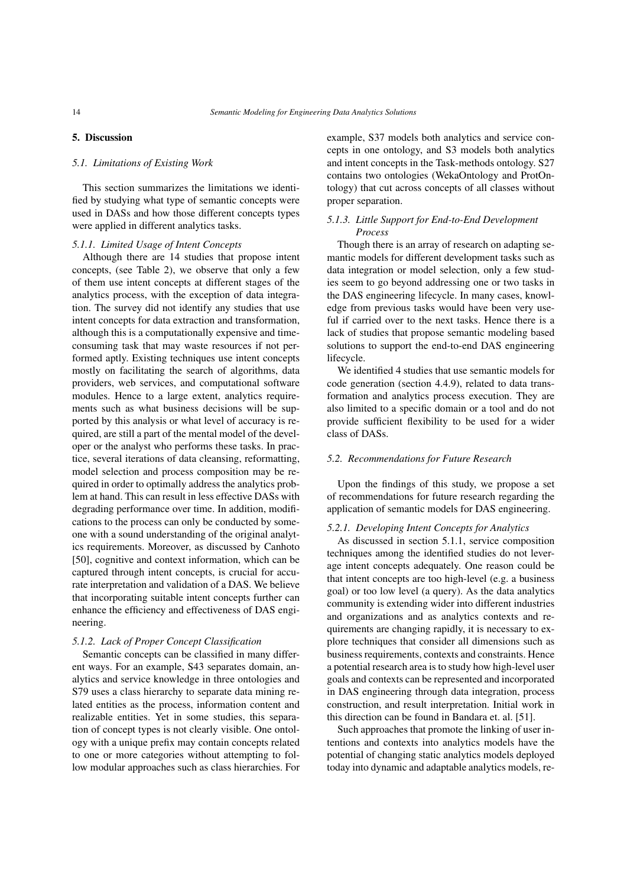## 5. Discussion

### 5.1. Limitations of Existing Work

This section summarizes the limitations we identified by studying what type of semantic concepts were used in DASs and how those different concepts types were applied in different analytics tasks.

#### 5.1.1. Limited Usage of Intent Concepts

Although there are 14 studies that propose intent concepts, (see Table 2), we observe that only a few of them use intent concepts at different stages of the analytics process, with the exception of data integration. The survey did not identify any studies that use intent concepts for data extraction and transformation, although this is a computationally expensive and time-consuming task that may waste resources if not performed aptly. Existing techniques use intent concepts mostly on facilitating the search of algorithms, data providers, web services, and computational software modules. Hence to a large extent, analytics requirements such as what business decisions will be supported by this analysis or what level of accuracy is required, are still a part of the mental model of the developer or the analyst who performs these tasks. In practice, several iterations of data cleansing, reformatting, model selection and process composition may be required in order to optimally address the analytics problem at hand. This can result in less effective DASs with degrading performance over time. In addition, modifications to the process can only be conducted by someone with a sound understanding of the original analytics requirements. Moreover, as discussed by Canhoto [50], cognitive and context information, which can be captured through intent concepts, is crucial for accurate interpretation and validation of a DAS. We believe that incorporating suitable intent concepts further can enhance the efficiency and effectiveness of DAS engineering.

#### 5.1.2. Lack of Proper Concept Classification

Semantic concepts can be classified in many different ways. For an example, S43 separates domain, analytics and service knowledge in three ontologies and S79 uses a class hierarchy to separate data mining related entities as the process, information content and realizable entities. Yet in some studies, this separation of concept types is not clearly visible. One ontology with a unique prefix may contain concepts related to one or more categories without attempting to follow modular approaches such as class hierarchies. For example, S37 models both analytics and service concepts in one ontology, and S3 models both analytics and intent concepts in the Task-methods ontology. S27 contains two ontologies (WekaOntology and ProtOntology) that cut across concepts of all classes without proper separation.

#### 5.1.3. Little Support for End-to-End Development Process

Though there is an array of research on adapting semantic models for different development tasks such as data integration or model selection, only a few studies seem to go beyond addressing one or two tasks in the DAS engineering lifecycle. In many cases, knowledge from previous tasks would have been very useful if carried over to the next tasks. Hence there is a lack of studies that propose semantic modeling based solutions to support the end-to-end DAS engineering lifecycle.

We identified 4 studies that use semantic models for code generation (section 4.4.9), related to data transformation and analytics process execution. They are also limited to a specific domain or a tool and do not provide sufficient flexibility to be used for a wider class of DASs.

### 5.2. Recommendations for Future Research

Upon the findings of this study, we propose a set of recommendations for future research regarding the application of semantic models for DAS engineering.

#### 5.2.1. Developing Intent Concepts for Analytics

As discussed in section 5.1.1, service composition techniques among the identified studies do not leverage intent concepts adequately. One reason could be that intent concepts are too high-level (e.g. a business goal) or too low level (a query). As the data analytics community is extending wider into different industries and organizations and as analytics contexts and requirements are changing rapidly, it is necessary to explore techniques that consider all dimensions such as business requirements, contexts and constraints. Hence a potential research area is to study how high-level user goals and contexts can be represented and incorporated in DAS engineering through data integration, process construction, and result interpretation. Initial work in this direction can be found in Bandara et. al. [51].

Such approaches that promote the linking of user intentions and contexts into analytics models have the potential of changing static analytics models deployed today into dynamic and adaptable analytics models, re-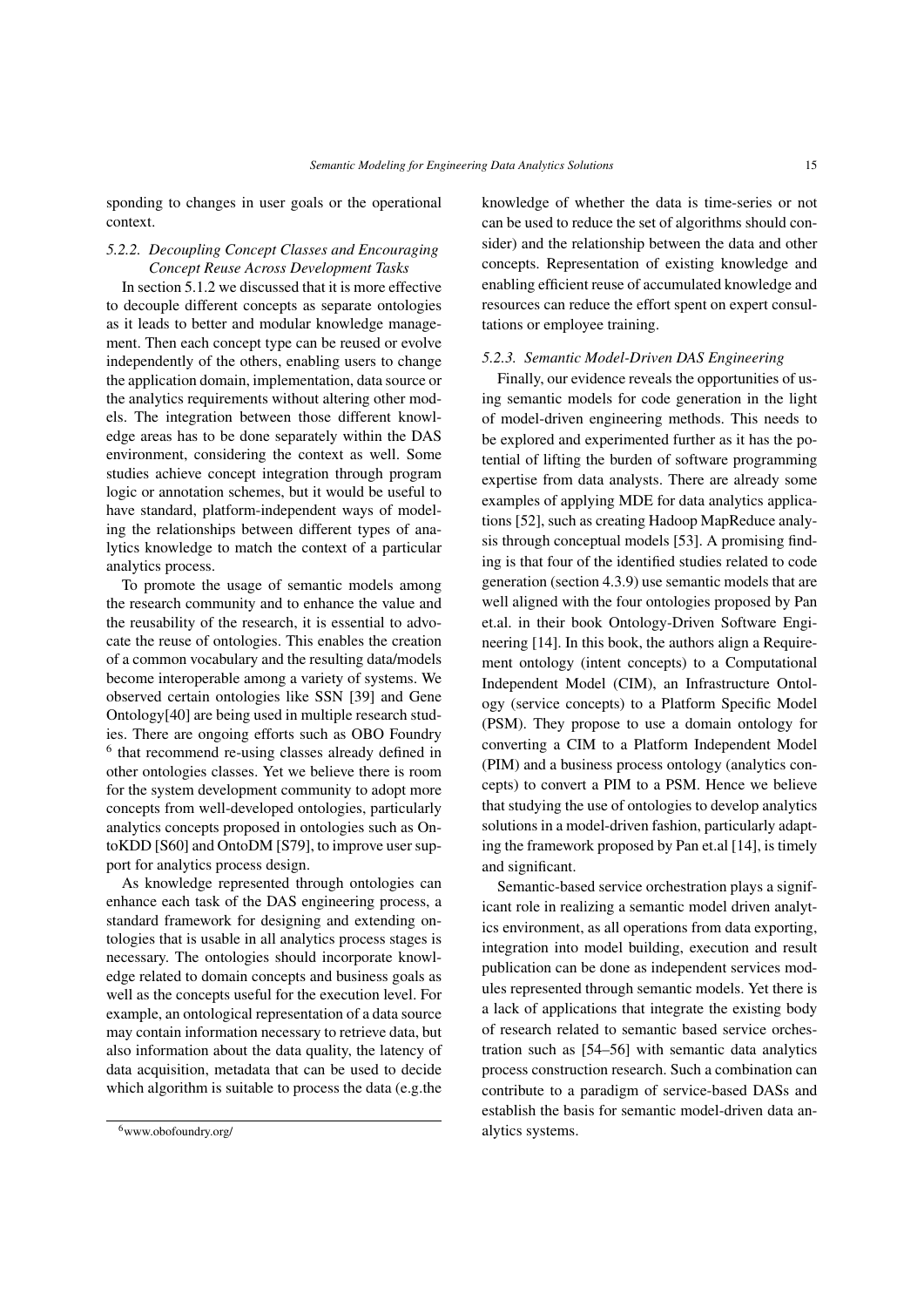sponding to changes in user goals or the operational context.

### 5.2.2. Decoupling Concept Classes and Encouraging Concept Reuse Across Development Tasks

In section 5.1.2 we discussed that it is more effective to decouple different concepts as separate ontologies as it leads to better and modular knowledge management. Then each concept type can be reused or evolve independently of the others, enabling users to change the application domain, implementation, data source or the analytics requirements without altering other models. The integration between those different knowledge areas has to be done separately within the DAS environment, considering the context as well. Some studies achieve concept integration through program logic or annotation schemes, but it would be useful to have standard, platform-independent ways of modeling the relationships between different types of analytics knowledge to match the context of a particular analytics process.

To promote the usage of semantic models among the research community and to enhance the value and the reusability of the research, it is essential to advocate the reuse of ontologies. This enables the creation of a common vocabulary and the resulting data/models become interoperable among a variety of systems. We observed certain ontologies like SSN [39] and Gene Ontology[40] are being used in multiple research studies. There are ongoing efforts such as OBO Foundry [6] that recommend re-using classes already defined in other ontologies classes. Yet we believe there is room for the system development community to adopt more concepts from well-developed ontologies, particularly analytics concepts proposed in ontologies such as OntoKDD [S60] and OntoDM [S79], to improve user support for analytics process design.

As knowledge represented through ontologies can enhance each task of the DAS engineering process, a standard framework for designing and extending ontologies that is usable in all analytics process stages is necessary. The ontologies should incorporate knowledge related to domain concepts and business goals as well as the concepts useful for the execution level. For example, an ontological representation of a data source may contain information necessary to retrieve data, but also information about the data quality, the latency of data acquisition, metadata that can be used to decide which algorithm is suitable to process the data (e.g.the knowledge of whether the data is time-series or not can be used to reduce the set of algorithms should consider) and the relationship between the data and other concepts. Representation of existing knowledge and enabling efficient reuse of accumulated knowledge and resources can reduce the effort spent on expert consultations or employee training.

### 5.2.3. Semantic Model-Driven DAS Engineering

Finally, our evidence reveals the opportunities of using semantic models for code generation in the light of model-driven engineering methods. This needs to be explored and experimented further as it has the potential of lifting the burden of software programming expertise from data analysts. There are already some examples of applying MDE for data analytics applications [52], such as creating Hadoop MapReduce analysis through conceptual models [53]. A promising finding is that four of the identified studies related to code generation (section 4.3.9) use semantic models that are well aligned with the four ontologies proposed by Pan et.al. in their book Ontology-Driven Software Engineering [14]. In this book, the authors align a Requirement ontology (intent concepts) to a Computational Independent Model (CIM), an Infrastructure Ontology (service concepts) to a Platform Specific Model (PSM). They propose to use a domain ontology for converting a CIM to a Platform Independent Model (PIM) and a business process ontology (analytics concepts) to convert a PIM to a PSM. Hence we believe that studying the use of ontologies to develop analytics solutions in a model-driven fashion, particularly adapting the framework proposed by Pan et.al [14], is timely and significant.

Semantic-based service orchestration plays a significant role in realizing a semantic model driven analytics environment, as all operations from data exporting, integration into model building, execution and result publication can be done as independent services modules represented through semantic models. Yet there is a lack of applications that integrate the existing body of research related to semantic based service orchestration such as [54–56] with semantic data analytics process construction research. Such a combination can contribute to a paradigm of service-based DASs and establish the basis for semantic model-driven data analytics systems.

[6] www.obofoundry.org/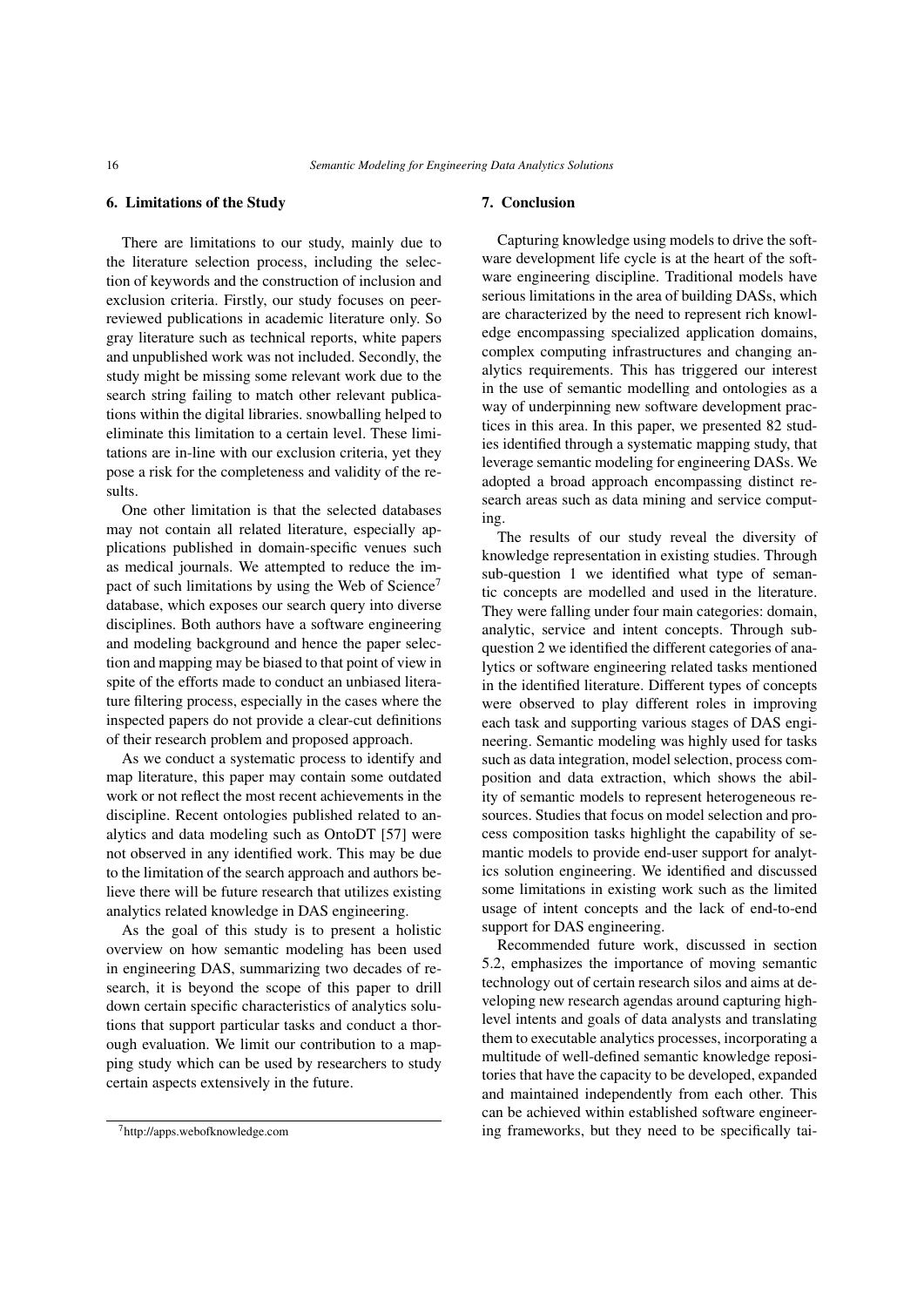## 6. Limitations of the Study

There are limitations to our study, mainly due to the literature selection process, including the selection of keywords and the construction of inclusion and exclusion criteria. Firstly, our study focuses on peer-reviewed publications in academic literature only. So gray literature such as technical reports, white papers and unpublished work was not included. Secondly, the study might be missing some relevant work due to the search string failing to match other relevant publications within the digital libraries. snowballing helped to eliminate this limitation to a certain level. These limitations are in-line with our exclusion criteria, yet they pose a risk for the completeness and validity of the results.

One other limitation is that the selected databases may not contain all related literature, especially applications published in domain-specific venues such as medical journals. We attempted to reduce the impact of such limitations by using the Web of Science[7] database, which exposes our search query into diverse disciplines. Both authors have a software engineering and modeling background and hence the paper selection and mapping may be biased to that point of view in spite of the efforts made to conduct an unbiased literature filtering process, especially in the cases where the inspected papers do not provide a clear-cut definitions of their research problem and proposed approach.

As we conduct a systematic process to identify and map literature, this paper may contain some outdated work or not reflect the most recent achievements in the discipline. Recent ontologies published related to analytics and data modeling such as OntoDT [57] were not observed in any identified work. This may be due to the limitation of the search approach and authors believe there will be future research that utilizes existing analytics related knowledge in DAS engineering.

As the goal of this study is to present a holistic overview on how semantic modeling has been used in engineering DAS, summarizing two decades of research, it is beyond the scope of this paper to drill down certain specific characteristics of analytics solutions that support particular tasks and conduct a thorough evaluation. We limit our contribution to a mapping study which can be used by researchers to study certain aspects extensively in the future.

[7] http://apps.webofknowledge.com

## 7. Conclusion

Capturing knowledge using models to drive the software development life cycle is at the heart of the software engineering discipline. Traditional models have serious limitations in the area of building DASs, which are characterized by the need to represent rich knowledge encompassing specialized application domains, complex computing infrastructures and changing analytics requirements. This has triggered our interest in the use of semantic modelling and ontologies as a way of underpinning new software development practices in this area. In this paper, we presented 82 studies identified through a systematic mapping study, that leverage semantic modeling for engineering DASs. We adopted a broad approach encompassing distinct research areas such as data mining and service computing.

The results of our study reveal the diversity of knowledge representation in existing studies. Through sub-question 1 we identified what type of semantic concepts are modelled and used in the literature. They were falling under four main categories: domain, analytic, service and intent concepts. Through sub-question 2 we identified the different categories of analytics or software engineering related tasks mentioned in the identified literature. Different types of concepts were observed to play different roles in improving each task and supporting various stages of DAS engineering. Semantic modeling was highly used for tasks such as data integration, model selection, process composition and data extraction, which shows the ability of semantic models to represent heterogeneous resources. Studies that focus on model selection and process composition tasks highlight the capability of semantic models to provide end-user support for analytics solution engineering. We identified and discussed some limitations in existing work such as the limited usage of intent concepts and the lack of end-to-end support for DAS engineering.

Recommended future work, discussed in section 5.2, emphasizes the importance of moving semantic technology out of certain research silos and aims at developing new research agendas around capturing high-level intents and goals of data analysts and translating them to executable analytics processes, incorporating a multitude of well-defined semantic knowledge repositories that have the capacity to be developed, expanded and maintained independently from each other. This can be achieved within established software engineering frameworks, but they need to be specifically tai-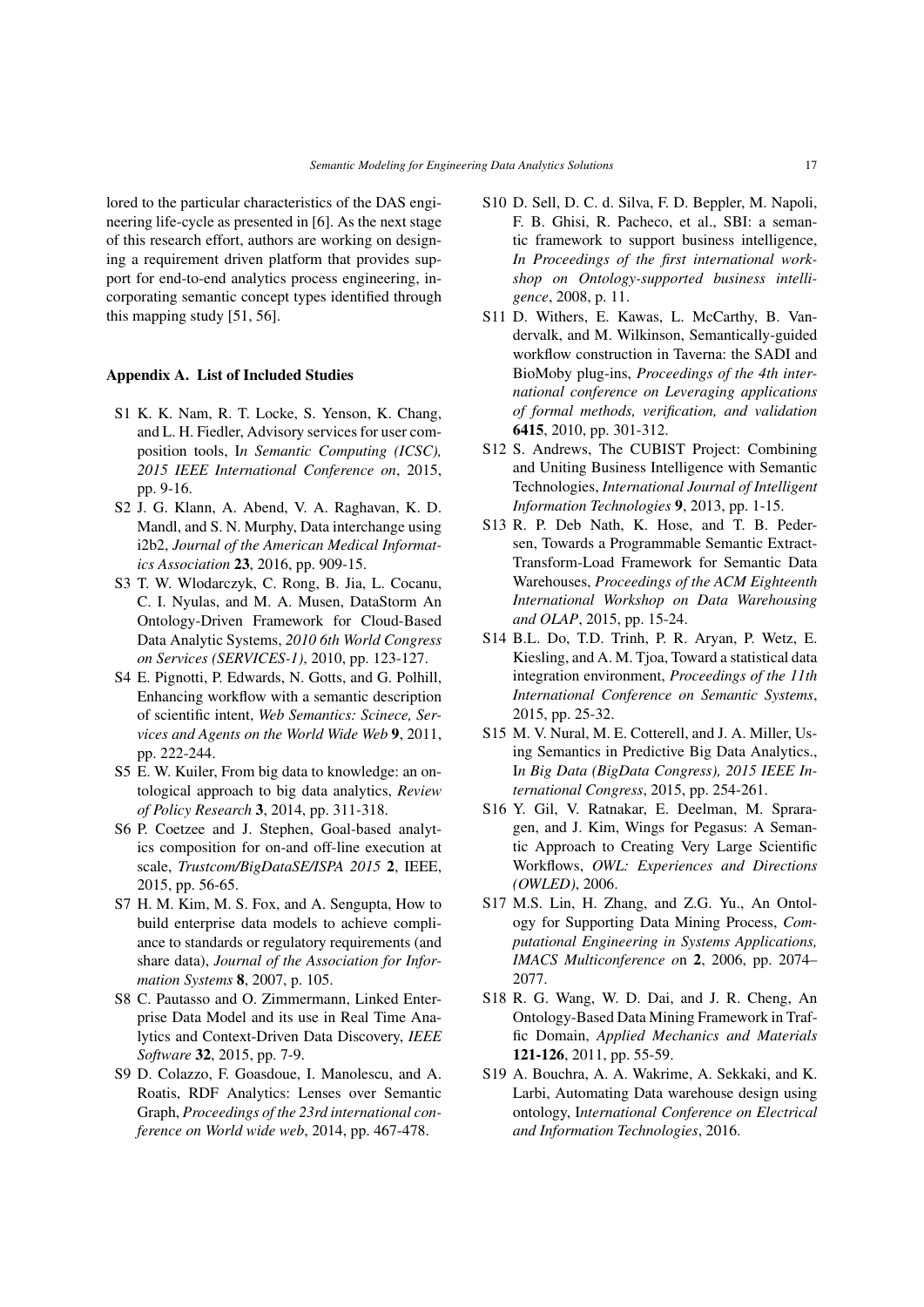lored to the particular characteristics of the DAS engineering life-cycle as presented in [6]. As the next stage of this research effort, authors are working on designing a requirement driven platform that provides support for end-to-end analytics process engineering, incorporating semantic concept types identified through this mapping study [51, 56].

## Appendix A. List of Included Studies

- S1 K. K. Nam, R. T. Locke, S. Yenson, K. Chang, and L. H. Fiedler, Advisory services for user composition tools, I*n Semantic Computing (ICSC), 2015 IEEE International Conference on*, 2015, pp. 9-16.
- S2 J. G. Klann, A. Abend, V. A. Raghavan, K. D. Mandl, and S. N. Murphy, Data interchange using i2b2, *Journal of the American Medical Informatics Association* **23**, 2016, pp. 909-15.
- S3 T. W. Wlodarczyk, C. Rong, B. Jia, L. Cocanu, C. I. Nyulas, and M. A. Musen, DataStorm An Ontology-Driven Framework for Cloud-Based Data Analytic Systems, *2010 6th World Congress on Services (SERVICES-1)*, 2010, pp. 123-127.
- S4 E. Pignotti, P. Edwards, N. Gotts, and G. Polhill, Enhancing workflow with a semantic description of scientific intent, *Web Semantics: Scinece, Services and Agents on the World Wide Web* **9**, 2011, pp. 222-244.
- S5 E. W. Kuiler, From big data to knowledge: an ontological approach to big data analytics, *Review of Policy Research* **3**, 2014, pp. 311-318.
- S6 P. Coetzee and J. Stephen, Goal-based analytics composition for on-and off-line execution at scale, *Trustcom/BigDataSE/ISPA 2015* **2**, IEEE, 2015, pp. 56-65.
- S7 H. M. Kim, M. S. Fox, and A. Sengupta, How to build enterprise data models to achieve compliance to standards or regulatory requirements (and share data), *Journal of the Association for Information Systems* **8**, 2007, p. 105.
- S8 C. Pautasso and O. Zimmermann, Linked Enterprise Data Model and its use in Real Time Analytics and Context-Driven Data Discovery, *IEEE Software* **32**, 2015, pp. 7-9.
- S9 D. Colazzo, F. Goasdoue, I. Manolescu, and A. Roatis, RDF Analytics: Lenses over Semantic Graph, *Proceedings of the 23rd international conference on World wide web*, 2014, pp. 467-478.
- S10 D. Sell, D. C. d. Silva, F. D. Beppler, M. Napoli, F. B. Ghisi, R. Pacheco, et al., SBI: a semantic framework to support business intelligence, *In Proceedings of the first international workshop on Ontology-supported business intelligence*, 2008, p. 11.
- S11 D. Withers, E. Kawas, L. McCarthy, B. Vandervalk, and M. Wilkinson, Semantically-guided workflow construction in Taverna: the SADI and BioMoby plug-ins, *Proceedings of the 4th international conference on Leveraging applications of formal methods, verification, and validation* **6415**, 2010, pp. 301-312.
- S12 S. Andrews, The CUBIST Project: Combining and Uniting Business Intelligence with Semantic Technologies, *International Journal of Intelligent Information Technologies* **9**, 2013, pp. 1-15.
- S13 R. P. Deb Nath, K. Hose, and T. B. Pedersen, Towards a Programmable Semantic Extract-Transform-Load Framework for Semantic Data Warehouses, *Proceedings of the ACM Eighteenth International Workshop on Data Warehousing and OLAP*, 2015, pp. 15-24.
- S14 B.L. Do, T.D. Trinh, P. R. Aryan, P. Wetz, E. Kiesling, and A. M. Tjoa, Toward a statistical data integration environment, *Proceedings of the 11th International Conference on Semantic Systems*, 2015, pp. 25-32.
- S15 M. V. Nural, M. E. Cotterell, and J. A. Miller, Using Semantics in Predictive Big Data Analytics., I*n Big Data (BigData Congress), 2015 IEEE International Congress*, 2015, pp. 254-261.
- S16 Y. Gil, V. Ratnakar, E. Deelman, M. Spraragen, and J. Kim, Wings for Pegasus: A Semantic Approach to Creating Very Large Scientific Workflows, *OWL: Experiences and Directions (OWLED)*, 2006.
- S17 M.S. Lin, H. Zhang, and Z.G. Yu., An Ontology for Supporting Data Mining Process, *Computational Engineering in Systems Applications, IMACS Multiconference o*n **2**, 2006, pp. 2074–2077.
- S18 R. G. Wang, W. D. Dai, and J. R. Cheng, An Ontology-Based Data Mining Framework in Traffic Domain, *Applied Mechanics and Materials* **121-126**, 2011, pp. 55-59.
- S19 A. Bouchra, A. A. Wakrime, A. Sekkaki, and K. Larbi, Automating Data warehouse design using ontology, I*nternational Conference on Electrical and Information Technologies*, 2016.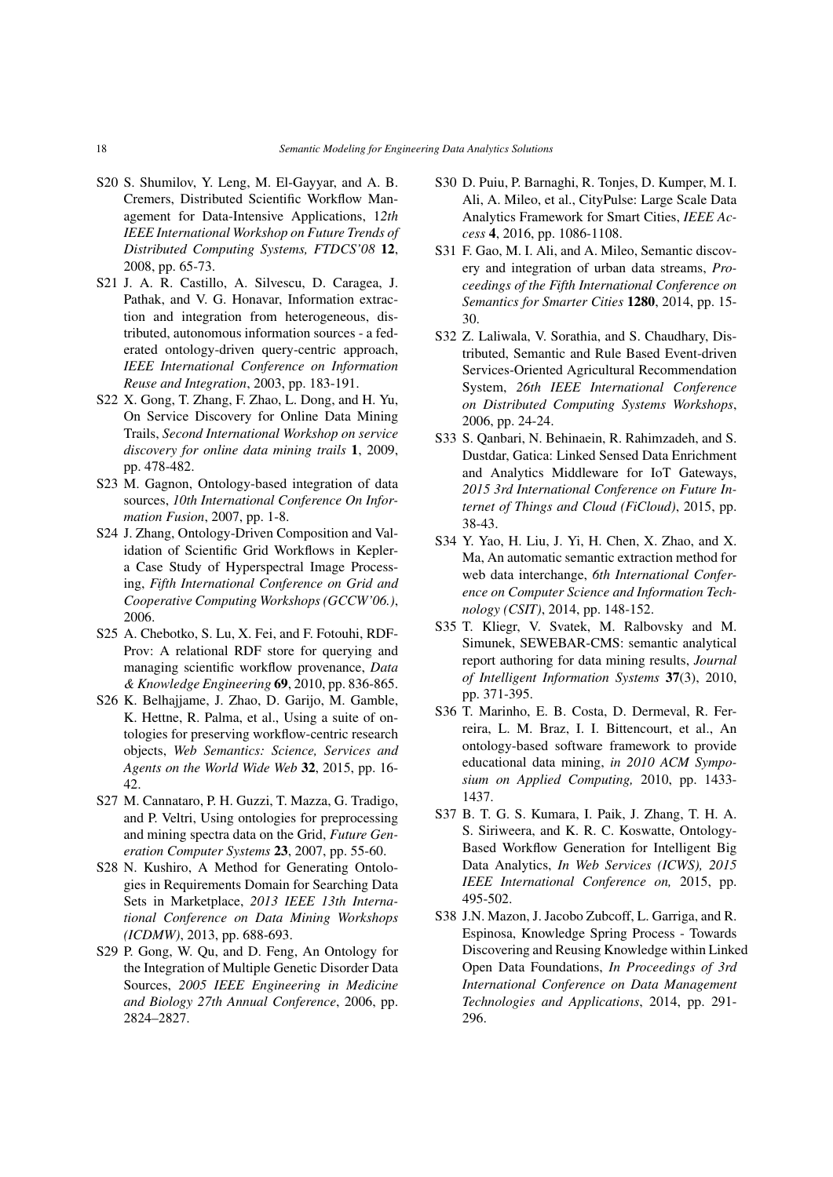S20 S. Shumilov, Y. Leng, M. El-Gayyar, and A. B. Cremers, Distributed Scientific Workflow Management for Data-Intensive Applications, *12th IEEE International Workshop on Future Trends of Distributed Computing Systems, FTDCS'08* **12**, 2008, pp. 65-73.

S21 J. A. R. Castillo, A. Silvescu, D. Caragea, J. Pathak, and V. G. Honavar, Information extraction and integration from heterogeneous, distributed, autonomous information sources - a federated ontology-driven query-centric approach, *IEEE International Conference on Information Reuse and Integration*, 2003, pp. 183-191.

S22 X. Gong, T. Zhang, F. Zhao, L. Dong, and H. Yu, On Service Discovery for Online Data Mining Trails, *Second International Workshop on service discovery for online data mining trails* **1**, 2009, pp. 478-482.

S23 M. Gagnon, Ontology-based integration of data sources, *10th International Conference On Information Fusion*, 2007, pp. 1-8.

S24 J. Zhang, Ontology-Driven Composition and Validation of Scientific Grid Workflows in Kepler-a Case Study of Hyperspectral Image Processing, *Fifth International Conference on Grid and Cooperative Computing Workshops (GCCW'06.)*, 2006.

S25 A. Chebotko, S. Lu, X. Fei, and F. Fotouhi, RDFProv: A relational RDF store for querying and managing scientific workflow provenance, *Data & Knowledge Engineering* **69**, 2010, pp. 836-865.

S26 K. Belhajjame, J. Zhao, D. Garijo, M. Gamble, K. Hettne, R. Palma, et al., Using a suite of ontologies for preserving workflow-centric research objects, *Web Semantics: Science, Services and Agents on the World Wide Web* **32**, 2015, pp. 16-42.

S27 M. Cannataro, P. H. Guzzi, T. Mazza, G. Tradigo, and P. Veltri, Using ontologies for preprocessing and mining spectra data on the Grid, *Future Generation Computer Systems* **23**, 2007, pp. 55-60.

S28 N. Kushiro, A Method for Generating Ontologies in Requirements Domain for Searching Data Sets in Marketplace, *2013 IEEE 13th International Conference on Data Mining Workshops (ICDMW)*, 2013, pp. 688-693.

S29 P. Gong, W. Qu, and D. Feng, An Ontology for the Integration of Multiple Genetic Disorder Data Sources, *2005 IEEE Engineering in Medicine and Biology 27th Annual Conference*, 2006, pp. 2824–2827.

S30 D. Puiu, P. Barnaghi, R. Tonjes, D. Kumper, M. I. Ali, A. Mileo, et al., CityPulse: Large Scale Data Analytics Framework for Smart Cities, *IEEE Access* **4**, 2016, pp. 1086-1108.

S31 F. Gao, M. I. Ali, and A. Mileo, Semantic discovery and integration of urban data streams, *Proceedings of the Fifth International Conference on Semantics for Smarter Cities* **1280**, 2014, pp. 15-30.

S32 Z. Laliwala, V. Sorathia, and S. Chaudhary, Distributed, Semantic and Rule Based Event-driven Services-Oriented Agricultural Recommendation System, *26th IEEE International Conference on Distributed Computing Systems Workshops*, 2006, pp. 24-24.

S33 S. Qanbari, N. Behinaein, R. Rahimzadeh, and S. Dustdar, Gatica: Linked Sensed Data Enrichment and Analytics Middleware for IoT Gateways, *2015 3rd International Conference on Future Internet of Things and Cloud (FiCloud)*, 2015, pp. 38-43.

S34 Y. Yao, H. Liu, J. Yi, H. Chen, X. Zhao, and X. Ma, An automatic semantic extraction method for web data interchange, *6th International Conference on Computer Science and Information Technology (CSIT)*, 2014, pp. 148-152.

S35 T. Kliegr, V. Svatek, M. Ralbovsky and M. Simunek, SEWEBAR-CMS: semantic analytical report authoring for data mining results, *Journal of Intelligent Information Systems* **37**(3), 2010, pp. 371-395.

S36 T. Marinho, E. B. Costa, D. Dermeval, R. Ferreira, L. M. Braz, I. I. Bittencourt, et al., An ontology-based software framework to provide educational data mining, *in 2010 ACM Symposium on Applied Computing,* 2010, pp. 1433-1437.

S37 B. T. G. S. Kumara, I. Paik, J. Zhang, T. H. A. S. Siriweera, and K. R. C. Koswatte, Ontology-Based Workflow Generation for Intelligent Big Data Analytics, *In Web Services (ICWS), 2015 IEEE International Conference on,* 2015, pp. 495-502.

S38 J.N. Mazon, J. Jacobo Zubcoff, L. Garriga, and R. Espinosa, Knowledge Spring Process - Towards Discovering and Reusing Knowledge within Linked Open Data Foundations, *In Proceedings of 3rd International Conference on Data Management Technologies and Applications*, 2014, pp. 291-296.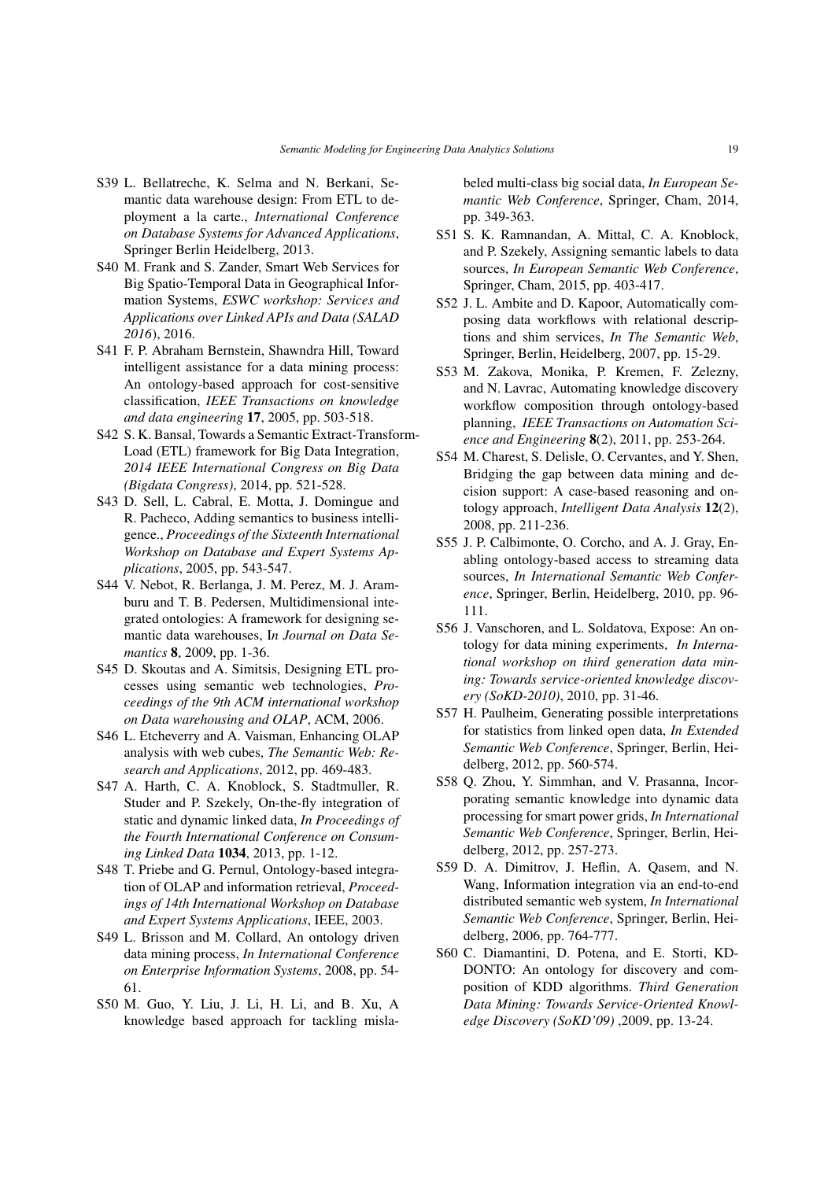S39 L. Bellatreche, K. Selma and N. Berkani, Semantic data warehouse design: From ETL to deployment a la carte., *International Conference on Database Systems for Advanced Applications*, Springer Berlin Heidelberg, 2013.

S40 M. Frank and S. Zander, Smart Web Services for Big Spatio-Temporal Data in Geographical Information Systems, *ESWC workshop: Services and Applications over Linked APIs and Data (SALAD 2016)*, 2016.

S41 F. P. Abraham Bernstein, Shawndra Hill, Toward intelligent assistance for a data mining process: An ontology-based approach for cost-sensitive classification, *IEEE Transactions on knowledge and data engineering* **17**, 2005, pp. 503-518.

S42 S. K. Bansal, Towards a Semantic Extract-Transform-Load (ETL) framework for Big Data Integration, *2014 IEEE International Congress on Big Data (Bigdata Congress)*, 2014, pp. 521-528.

S43 D. Sell, L. Cabral, E. Motta, J. Domingue and R. Pacheco, Adding semantics to business intelligence., *Proceedings of the Sixteenth International Workshop on Database and Expert Systems Applications*, 2005, pp. 543-547.

S44 V. Nebot, R. Berlanga, J. M. Perez, M. J. Aramburu and T. B. Pedersen, Multidimensional integrated ontologies: A framework for designing semantic data warehouses, I*n Journal on Data Semantics* **8**, 2009, pp. 1-36.

S45 D. Skoutas and A. Simitsis, Designing ETL processes using semantic web technologies, *Proceedings of the 9th ACM international workshop on Data warehousing and OLAP*, ACM, 2006.

S46 L. Etcheverry and A. Vaisman, Enhancing OLAP analysis with web cubes, *The Semantic Web: Research and Applications*, 2012, pp. 469-483.

S47 A. Harth, C. A. Knoblock, S. Stadtmuller, R. Studer and P. Szekely, On-the-fly integration of static and dynamic linked data, *In Proceedings of the Fourth International Conference on Consuming Linked Data* **1034**, 2013, pp. 1-12.

S48 T. Priebe and G. Pernul, Ontology-based integration of OLAP and information retrieval, *Proceedings of 14th International Workshop on Database and Expert Systems Applications*, IEEE, 2003.

S49 L. Brisson and M. Collard, An ontology driven data mining process, *In International Conference on Enterprise Information Systems*, 2008, pp. 54-61.

S50 M. Guo, Y. Liu, J. Li, H. Li, and B. Xu, A knowledge based approach for tackling mislabeled multi-class big social data, *In European Semantic Web Conference*, Springer, Cham, 2014, pp. 349-363.

S51 S. K. Ramnandan, A. Mittal, C. A. Knoblock, and P. Szekely, Assigning semantic labels to data sources, *In European Semantic Web Conference*, Springer, Cham, 2015, pp. 403-417.

S52 J. L. Ambite and D. Kapoor, Automatically composing data workflows with relational descriptions and shim services, *In The Semantic Web*, Springer, Berlin, Heidelberg, 2007, pp. 15-29.

S53 M. Zakova, Monika, P. Kremen, F. Zelezny, and N. Lavrac, Automating knowledge discovery workflow composition through ontology-based planning, *IEEE Transactions on Automation Science and Engineering* **8**(2), 2011, pp. 253-264.

S54 M. Charest, S. Delisle, O. Cervantes, and Y. Shen, Bridging the gap between data mining and decision support: A case-based reasoning and ontology approach, *Intelligent Data Analysis* **12**(2), 2008, pp. 211-236.

S55 J. P. Calbimonte, O. Corcho, and A. J. Gray, Enabling ontology-based access to streaming data sources, *In International Semantic Web Conference*, Springer, Berlin, Heidelberg, 2010, pp. 96-111.

S56 J. Vanschoren, and L. Soldatova, Expose: An ontology for data mining experiments, *In International workshop on third generation data mining: Towards service-oriented knowledge discovery (SoKD-2010)*, 2010, pp. 31-46.

S57 H. Paulheim, Generating possible interpretations for statistics from linked open data, *In Extended Semantic Web Conference*, Springer, Berlin, Heidelberg, 2012, pp. 560-574.

S58 Q. Zhou, Y. Simmhan, and V. Prasanna, Incorporating semantic knowledge into dynamic data processing for smart power grids, *In International Semantic Web Conference*, Springer, Berlin, Heidelberg, 2012, pp. 257-273.

S59 D. A. Dimitrov, J. Heflin, A. Qasem, and N. Wang, Information integration via an end-to-end distributed semantic web system, *In International Semantic Web Conference*, Springer, Berlin, Heidelberg, 2006, pp. 764-777.

S60 C. Diamantini, D. Potena, and E. Storti, KD-DONTO: An ontology for discovery and composition of KDD algorithms. *Third Generation Data Mining: Towards Service-Oriented Knowledge Discovery (SoKD'09)* ,2009, pp. 13-24.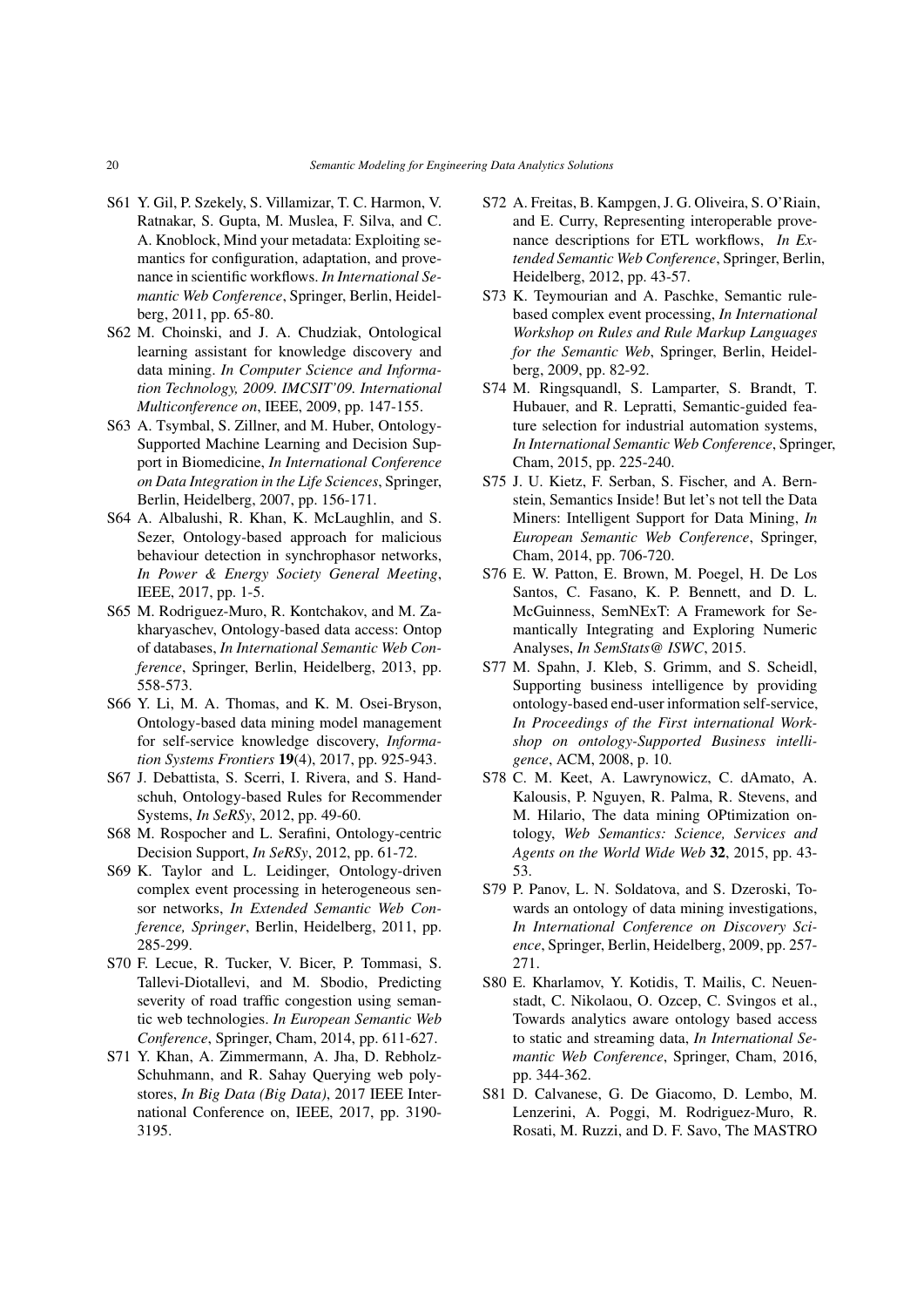S61 Y. Gil, P. Szekely, S. Villamizar, T. C. Harmon, V. Ratnakar, S. Gupta, M. Muslea, F. Silva, and C. A. Knoblock, Mind your metadata: Exploiting semantics for configuration, adaptation, and provenance in scientific workflows. *In International Semantic Web Conference*, Springer, Berlin, Heidelberg, 2011, pp. 65-80.

S62 M. Choinski, and J. A. Chudziak, Ontological learning assistant for knowledge discovery and data mining. *In Computer Science and Information Technology, 2009. IMCSIT'09. International Multiconference on*, IEEE, 2009, pp. 147-155.

S63 A. Tsymbal, S. Zillner, and M. Huber, Ontology-Supported Machine Learning and Decision Support in Biomedicine, *In International Conference on Data Integration in the Life Sciences*, Springer, Berlin, Heidelberg, 2007, pp. 156-171.

S64 A. Albalushi, R. Khan, K. McLaughlin, and S. Sezer, Ontology-based approach for malicious behaviour detection in synchrophasor networks, *In Power & Energy Society General Meeting*, IEEE, 2017, pp. 1-5.

S65 M. Rodriguez-Muro, R. Kontchakov, and M. Zakharyaschev, Ontology-based data access: Ontop of databases, *In International Semantic Web Conference*, Springer, Berlin, Heidelberg, 2013, pp. 558-573.

S66 Y. Li, M. A. Thomas, and K. M. Osei-Bryson, Ontology-based data mining model management for self-service knowledge discovery, *Information Systems Frontiers* **19**(4), 2017, pp. 925-943.

S67 J. Debattista, S. Scerri, I. Rivera, and S. Handschuh, Ontology-based Rules for Recommender Systems, *In SeRSy*, 2012, pp. 49-60.

S68 M. Rospocher and L. Serafini, Ontology-centric Decision Support, *In SeRSy*, 2012, pp. 61-72.

S69 K. Taylor and L. Leidinger, Ontology-driven complex event processing in heterogeneous sensor networks, *In Extended Semantic Web Conference, Springer*, Berlin, Heidelberg, 2011, pp. 285-299.

S70 F. Lecue, R. Tucker, V. Bicer, P. Tommasi, S. Tallevi-Diotallevi, and M. Sbodio, Predicting severity of road traffic congestion using semantic web technologies. *In European Semantic Web Conference*, Springer, Cham, 2014, pp. 611-627.

S71 Y. Khan, A. Zimmermann, A. Jha, D. Rebholz-Schuhmann, and R. Sahay Querying web polystores, *In Big Data (Big Data)*, 2017 IEEE International Conference on, IEEE, 2017, pp. 3190-3195.

S72 A. Freitas, B. Kampgen, J. G. Oliveira, S. O'Riain, and E. Curry, Representing interoperable provenance descriptions for ETL workflows, *In Extended Semantic Web Conference*, Springer, Berlin, Heidelberg, 2012, pp. 43-57.

S73 K. Teymourian and A. Paschke, Semantic rule-based complex event processing, *In International Workshop on Rules and Rule Markup Languages for the Semantic Web*, Springer, Berlin, Heidelberg, 2009, pp. 82-92.

S74 M. Ringsquandl, S. Lamparter, S. Brandt, T. Hubauer, and R. Lepratti, Semantic-guided feature selection for industrial automation systems, *In International Semantic Web Conference*, Springer, Cham, 2015, pp. 225-240.

S75 J. U. Kietz, F. Serban, S. Fischer, and A. Bernstein, Semantics Inside! But let's not tell the Data Miners: Intelligent Support for Data Mining, *In European Semantic Web Conference*, Springer, Cham, 2014, pp. 706-720.

S76 E. W. Patton, E. Brown, M. Poegel, H. De Los Santos, C. Fasano, K. P. Bennett, and D. L. McGuinness, SemNExT: A Framework for Semantically Integrating and Exploring Numeric Analyses, *In SemStats@ ISWC*, 2015.

S77 M. Spahn, J. Kleb, S. Grimm, and S. Scheidl, Supporting business intelligence by providing ontology-based end-user information self-service, *In Proceedings of the First international Workshop on ontology-Supported Business intelligence*, ACM, 2008, p. 10.

S78 C. M. Keet, A. Lawrynowicz, C. dAmato, A. Kalousis, P. Nguyen, R. Palma, R. Stevens, and M. Hilario, The data mining OPtimization ontology, *Web Semantics: Science, Services and Agents on the World Wide Web* **32**, 2015, pp. 43-53.

S79 P. Panov, L. N. Soldatova, and S. Dzeroski, Towards an ontology of data mining investigations, *In International Conference on Discovery Science*, Springer, Berlin, Heidelberg, 2009, pp. 257-271.

S80 E. Kharlamov, Y. Kotidis, T. Mailis, C. Neuenstadt, C. Nikolaou, O. Ozcep, C. Svingos et al., Towards analytics aware ontology based access to static and streaming data, *In International Semantic Web Conference*, Springer, Cham, 2016, pp. 344-362.

S81 D. Calvanese, G. De Giacomo, D. Lembo, M. Lenzerini, A. Poggi, M. Rodriguez-Muro, R. Rosati, M. Ruzzi, and D. F. Savo, The MASTRO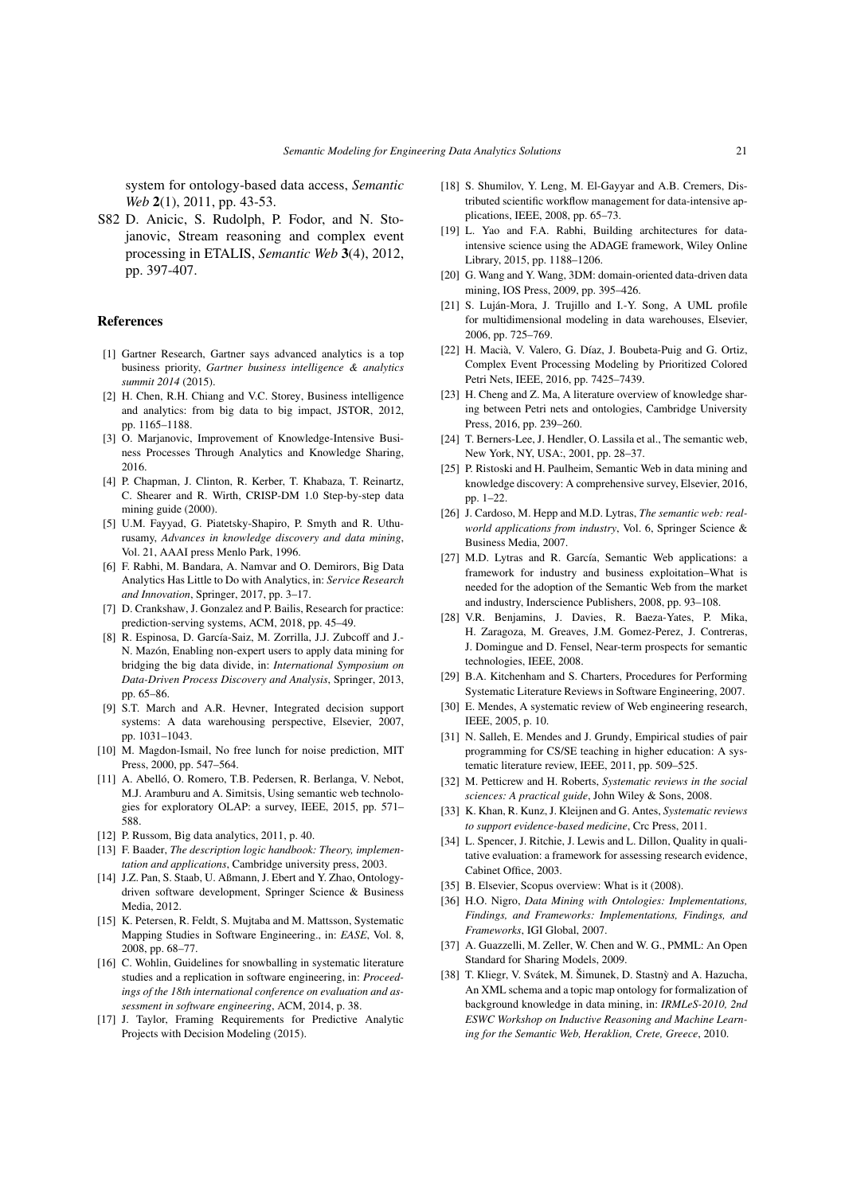system for ontology-based data access, *Semantic Web* **2**(1), 2011, pp. 43-53.

S82 D. Anicic, S. Rudolph, P. Fodor, and N. Stojanovic, Stream reasoning and complex event processing in ETALIS, *Semantic Web* **3**(4), 2012, pp. 397-407.

## References

[1] Gartner Research, Gartner says advanced analytics is a top business priority, *Gartner business intelligence & analytics summit 2014* (2015).

[2] H. Chen, R.H. Chiang and V.C. Storey, Business intelligence and analytics: from big data to big impact, JSTOR, 2012, pp. 1165–1188.

[3] O. Marjanovic, Improvement of Knowledge-Intensive Business Processes Through Analytics and Knowledge Sharing, 2016.

[4] P. Chapman, J. Clinton, R. Kerber, T. Khabaza, T. Reinartz, C. Shearer and R. Wirth, CRISP-DM 1.0 Step-by-step data mining guide (2000).

[5] U.M. Fayyad, G. Piatetsky-Shapiro, P. Smyth and R. Uthurusamy, *Advances in knowledge discovery and data mining*, Vol. 21, AAAI press Menlo Park, 1996.

[6] F. Rabhi, M. Bandara, A. Namvar and O. Demirors, Big Data Analytics Has Little to Do with Analytics, in: *Service Research and Innovation*, Springer, 2017, pp. 3–17.

[7] D. Crankshaw, J. Gonzalez and P. Bailis, Research for practice: prediction-serving systems, ACM, 2018, pp. 45–49.

[8] R. Espinosa, D. García-Saiz, M. Zorrilla, J.J. Zubcoff and J.-N. Mazón, Enabling non-expert users to apply data mining for bridging the big data divide, in: *International Symposium on Data-Driven Process Discovery and Analysis*, Springer, 2013, pp. 65–86.

[9] S.T. March and A.R. Hevner, Integrated decision support systems: A data warehousing perspective, Elsevier, 2007, pp. 1031–1043.

[10] M. Magdon-Ismail, No free lunch for noise prediction, MIT Press, 2000, pp. 547–564.

[11] A. Abelló, O. Romero, T.B. Pedersen, R. Berlanga, V. Nebot, M.J. Aramburu and A. Simitsis, Using semantic web technologies for exploratory OLAP: a survey, IEEE, 2015, pp. 571–588.

[12] P. Russom, Big data analytics, 2011, p. 40.

[13] F. Baader, *The description logic handbook: Theory, implementation and applications*, Cambridge university press, 2003.

[14] J.Z. Pan, S. Staab, U. Aßmann, J. Ebert and Y. Zhao, Ontology-driven software development, Springer Science & Business Media, 2012.

[15] K. Petersen, R. Feldt, S. Mujtaba and M. Mattsson, Systematic Mapping Studies in Software Engineering., in: *EASE*, Vol. 8, 2008, pp. 68–77.

[16] C. Wohlin, Guidelines for snowballing in systematic literature studies and a replication in software engineering, in: *Proceedings of the 18th international conference on evaluation and assessment in software engineering*, ACM, 2014, p. 38.

[17] J. Taylor, Framing Requirements for Predictive Analytic Projects with Decision Modeling (2015).

[18] S. Shumilov, Y. Leng, M. El-Gayyar and A.B. Cremers, Distributed scientific workflow management for data-intensive applications, IEEE, 2008, pp. 65–73.

[19] L. Yao and F.A. Rabhi, Building architectures for data-intensive science using the ADAGE framework, Wiley Online Library, 2015, pp. 1188–1206.

[20] G. Wang and Y. Wang, 3DM: domain-oriented data-driven data mining, IOS Press, 2009, pp. 395–426.

[21] S. Luján-Mora, J. Trujillo and I.-Y. Song, A UML profile for multidimensional modeling in data warehouses, Elsevier, 2006, pp. 725–769.

[22] H. Macià, V. Valero, G. Díaz, J. Boubeta-Puig and G. Ortiz, Complex Event Processing Modeling by Prioritized Colored Petri Nets, IEEE, 2016, pp. 7425–7439.

[23] H. Cheng and Z. Ma, A literature overview of knowledge sharing between Petri nets and ontologies, Cambridge University Press, 2016, pp. 239–260.

[24] T. Berners-Lee, J. Hendler, O. Lassila et al., The semantic web, New York, NY, USA:, 2001, pp. 28–37.

[25] P. Ristoski and H. Paulheim, Semantic Web in data mining and knowledge discovery: A comprehensive survey, Elsevier, 2016, pp. 1–22.

[26] J. Cardoso, M. Hepp and M.D. Lytras, *The semantic web: real-world applications from industry*, Vol. 6, Springer Science & Business Media, 2007.

[27] M.D. Lytras and R. García, Semantic Web applications: a framework for industry and business exploitation–What is needed for the adoption of the Semantic Web from the market and industry, Inderscience Publishers, 2008, pp. 93–108.

[28] V.R. Benjamins, J. Davies, R. Baeza-Yates, P. Mika, H. Zaragoza, M. Greaves, J.M. Gomez-Perez, J. Contreras, J. Domingue and D. Fensel, Near-term prospects for semantic technologies, IEEE, 2008.

[29] B.A. Kitchenham and S. Charters, Procedures for Performing Systematic Literature Reviews in Software Engineering, 2007.

[30] E. Mendes, A systematic review of Web engineering research, IEEE, 2005, p. 10.

[31] N. Salleh, E. Mendes and J. Grundy, Empirical studies of pair programming for CS/SE teaching in higher education: A systematic literature review, IEEE, 2011, pp. 509–525.

[32] M. Petticrew and H. Roberts, *Systematic reviews in the social sciences: A practical guide*, John Wiley & Sons, 2008.

[33] K. Khan, R. Kunz, J. Kleijnen and G. Antes, *Systematic reviews to support evidence-based medicine*, Crc Press, 2011.

[34] L. Spencer, J. Ritchie, J. Lewis and L. Dillon, Quality in qualitative evaluation: a framework for assessing research evidence, Cabinet Office, 2003.

[35] B. Elsevier, Scopus overview: What is it (2008).

[36] H.O. Nigro, *Data Mining with Ontologies: Implementations, Findings, and Frameworks: Implementations, Findings, and Frameworks*, IGI Global, 2007.

[37] A. Guazzelli, M. Zeller, W. Chen and W. G., PMML: An Open Standard for Sharing Models, 2009.

[38] T. Kliegr, V. Svátek, M. Šimunek, D. Stastnỳ and A. Hazucha, An XML schema and a topic map ontology for formalization of background knowledge in data mining, in: *IRMLeS-2010, 2nd ESWC Workshop on Inductive Reasoning and Machine Learning for the Semantic Web, Heraklion, Crete, Greece*, 2010.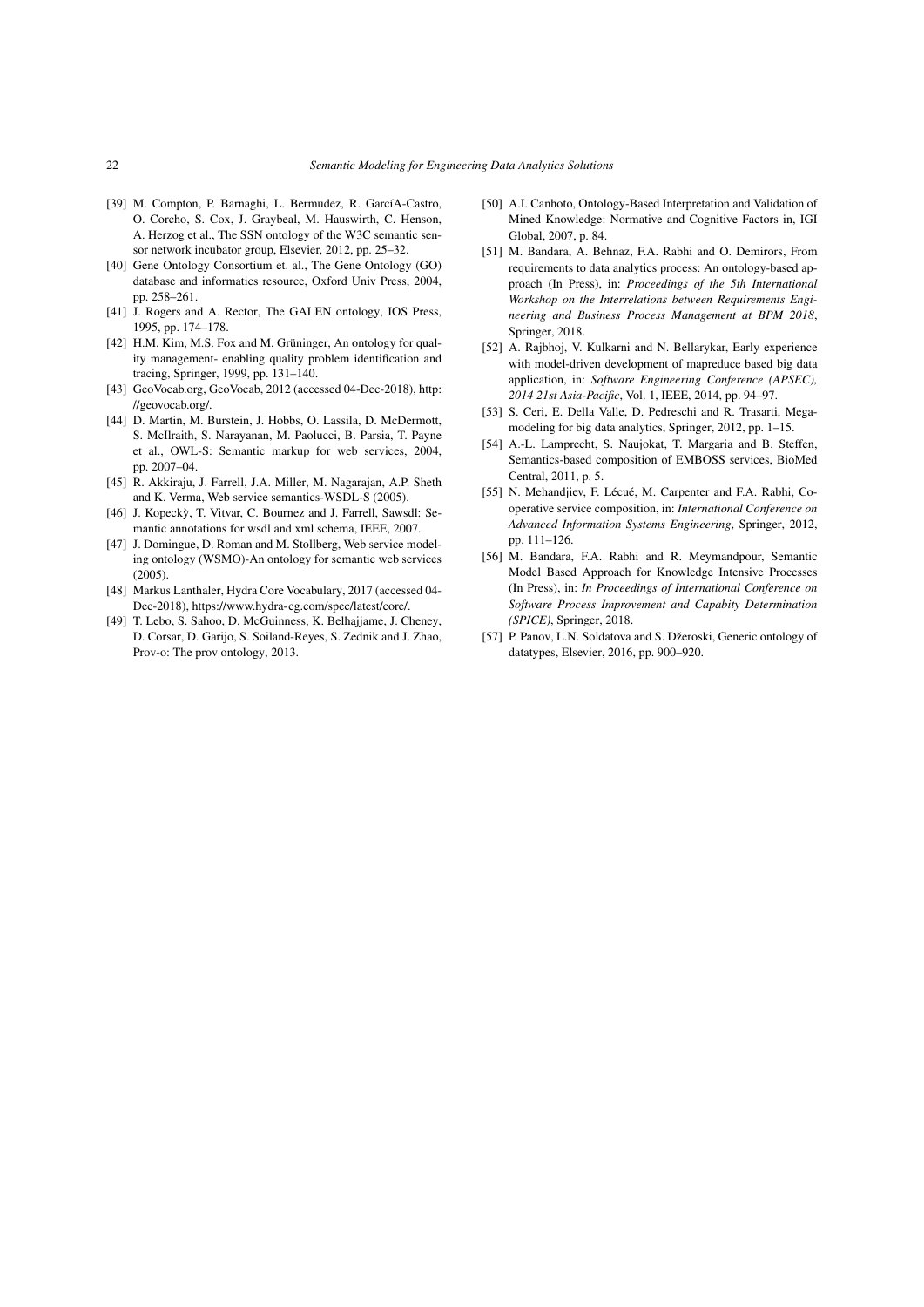[39] M. Compton, P. Barnaghi, L. Bermudez, R. GarcíA-Castro, O. Corcho, S. Cox, J. Graybeal, M. Hauswirth, C. Henson, A. Herzog et al., The SSN ontology of the W3C semantic sensor network incubator group, Elsevier, 2012, pp. 25–32.

[40] Gene Ontology Consortium et. al., The Gene Ontology (GO) database and informatics resource, Oxford Univ Press, 2004, pp. 258–261.

[41] J. Rogers and A. Rector, The GALEN ontology, IOS Press, 1995, pp. 174–178.

[42] H.M. Kim, M.S. Fox and M. Grüninger, An ontology for quality management- enabling quality problem identification and tracing, Springer, 1999, pp. 131–140.

[43] GeoVocab.org, GeoVocab, 2012 (accessed 04-Dec-2018), http://geovocab.org/.

[44] D. Martin, M. Burstein, J. Hobbs, O. Lassila, D. McDermott, S. McIlraith, S. Narayanan, M. Paolucci, B. Parsia, T. Payne et al., OWL-S: Semantic markup for web services, 2004, pp. 2007–04.

[45] R. Akkiraju, J. Farrell, J.A. Miller, M. Nagarajan, A.P. Sheth and K. Verma, Web service semantics-WSDL-S (2005).

[46] J. Kopeckỳ, T. Vitvar, C. Bournez and J. Farrell, Sawsdl: Semantic annotations for wsdl and xml schema, IEEE, 2007.

[47] J. Domingue, D. Roman and M. Stollberg, Web service modeling ontology (WSMO)-An ontology for semantic web services (2005).

[48] Markus Lanthaler, Hydra Core Vocabulary, 2017 (accessed 04-Dec-2018), https://www.hydra-cg.com/spec/latest/core/.

[49] T. Lebo, S. Sahoo, D. McGuinness, K. Belhajjame, J. Cheney, D. Corsar, D. Garijo, S. Soiland-Reyes, S. Zednik and J. Zhao, Prov-o: The prov ontology, 2013.

[50] A.I. Canhoto, Ontology-Based Interpretation and Validation of Mined Knowledge: Normative and Cognitive Factors in, IGI Global, 2007, p. 84.

[51] M. Bandara, A. Behnaz, F.A. Rabhi and O. Demirors, From requirements to data analytics process: An ontology-based approach (In Press), in: *Proceedings of the 5th International Workshop on the Interrelations between Requirements Engineering and Business Process Management at BPM 2018*, Springer, 2018.

[52] A. Rajbhoj, V. Kulkarni and N. Bellarykar, Early experience with model-driven development of mapreduce based big data application, in: *Software Engineering Conference (APSEC), 2014 21st Asia-Pacific*, Vol. 1, IEEE, 2014, pp. 94–97.

[53] S. Ceri, E. Della Valle, D. Pedreschi and R. Trasarti, Megamodeling for big data analytics, Springer, 2012, pp. 1–15.

[54] A.-L. Lamprecht, S. Naujokat, T. Margaria and B. Steffen, Semantics-based composition of EMBOSS services, BioMed Central, 2011, p. 5.

[55] N. Mehandjiev, F. Lécué, M. Carpenter and F.A. Rabhi, Cooperative service composition, in: *International Conference on Advanced Information Systems Engineering*, Springer, 2012, pp. 111–126.

[56] M. Bandara, F.A. Rabhi and R. Meymandpour, Semantic Model Based Approach for Knowledge Intensive Processes (In Press), in: *In Proceedings of International Conference on Software Process Improvement and Capabity Determination (SPICE)*, Springer, 2018.

[57] P. Panov, L.N. Soldatova and S. Džeroski, Generic ontology of datatypes, Elsevier, 2016, pp. 900–920.